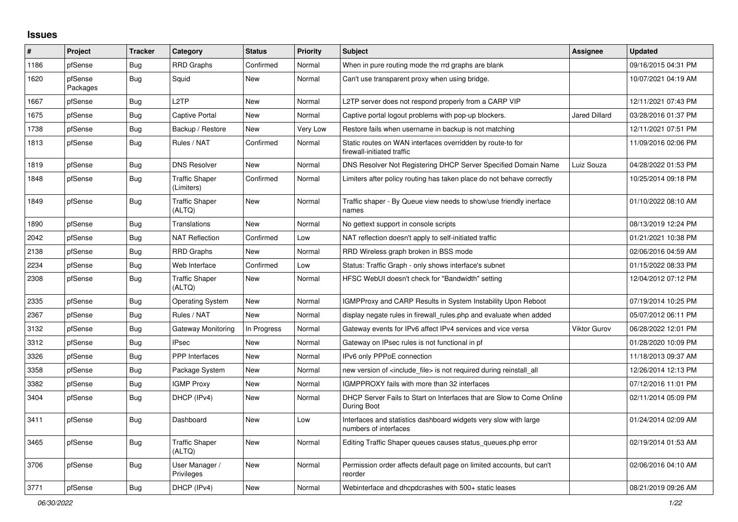## Issues

| # | Project | Tracker | Category | Status | Priority | Subject | Assignee | Updated |
|---|---|---|---|---|---|---|---|---|
| 1186 | pfSense | Bug | RRD Graphs | Confirmed | Normal | When in pure routing mode the rrd graphs are blank | | 09/16/2015 04:31 PM |
| 1620 | pfSense Packages | Bug | Squid | New | Normal | Can't use transparent proxy when using bridge. | | 10/07/2021 04:19 AM |
| 1667 | pfSense | Bug | L2TP | New | Normal | L2TP server does not respond properly from a CARP VIP | | 12/11/2021 07:43 PM |
| 1675 | pfSense | Bug | Captive Portal | New | Normal | Captive portal logout problems with pop-up blockers. | Jared Dillard | 03/28/2016 01:37 PM |
| 1738 | pfSense | Bug | Backup / Restore | New | Very Low | Restore fails when username in backup is not matching | | 12/11/2021 07:51 PM |
| 1813 | pfSense | Bug | Rules / NAT | Confirmed | Normal | Static routes on WAN interfaces overridden by route-to for firewall-initiated traffic | | 11/09/2016 02:06 PM |
| 1819 | pfSense | Bug | DNS Resolver | New | Normal | DNS Resolver Not Registering DHCP Server Specified Domain Name | Luiz Souza | 04/28/2022 01:53 PM |
| 1848 | pfSense | Bug | Traffic Shaper (Limiters) | Confirmed | Normal | Limiters after policy routing has taken place do not behave correctly | | 10/25/2014 09:18 PM |
| 1849 | pfSense | Bug | Traffic Shaper (ALTQ) | New | Normal | Traffic shaper - By Queue view needs to show/use friendly inerface names | | 01/10/2022 08:10 AM |
| 1890 | pfSense | Bug | Translations | New | Normal | No gettext support in console scripts | | 08/13/2019 12:24 PM |
| 2042 | pfSense | Bug | NAT Reflection | Confirmed | Low | NAT reflection doesn't apply to self-initiated traffic | | 01/21/2021 10:38 PM |
| 2138 | pfSense | Bug | RRD Graphs | New | Normal | RRD Wireless graph broken in BSS mode | | 02/06/2016 04:59 AM |
| 2234 | pfSense | Bug | Web Interface | Confirmed | Low | Status: Traffic Graph - only shows interface's subnet | | 01/15/2022 08:33 PM |
| 2308 | pfSense | Bug | Traffic Shaper (ALTQ) | New | Normal | HFSC WebUI doesn't check for "Bandwidth" setting | | 12/04/2012 07:12 PM |
| 2335 | pfSense | Bug | Operating System | New | Normal | IGMPProxy and CARP Results in System Instability Upon Reboot | | 07/19/2014 10:25 PM |
| 2367 | pfSense | Bug | Rules / NAT | New | Normal | display negate rules in firewall_rules.php and evaluate when added | | 05/07/2012 06:11 PM |
| 3132 | pfSense | Bug | Gateway Monitoring | In Progress | Normal | Gateway events for IPv6 affect IPv4 services and vice versa | Viktor Gurov | 06/28/2022 12:01 PM |
| 3312 | pfSense | Bug | IPsec | New | Normal | Gateway on IPsec rules is not functional in pf | | 01/28/2020 10:09 PM |
| 3326 | pfSense | Bug | PPP Interfaces | New | Normal | IPv6 only PPPoE connection | | 11/18/2013 09:37 AM |
| 3358 | pfSense | Bug | Package System | New | Normal | new version of <include_file> is not required during reinstall_all | | 12/26/2014 12:13 PM |
| 3382 | pfSense | Bug | IGMP Proxy | New | Normal | IGMPPROXY fails with more than 32 interfaces | | 07/12/2016 11:01 PM |
| 3404 | pfSense | Bug | DHCP (IPv4) | New | Normal | DHCP Server Fails to Start on Interfaces that are Slow to Come Online During Boot | | 02/11/2014 05:09 PM |
| 3411 | pfSense | Bug | Dashboard | New | Low | Interfaces and statistics dashboard widgets very slow with large numbers of interfaces | | 01/24/2014 02:09 AM |
| 3465 | pfSense | Bug | Traffic Shaper (ALTQ) | New | Normal | Editing Traffic Shaper queues causes status_queues.php error | | 02/19/2014 01:53 AM |
| 3706 | pfSense | Bug | User Manager / Privileges | New | Normal | Permission order affects default page on limited accounts, but can't reorder | | 02/06/2016 04:10 AM |
| 3771 | pfSense | Bug | DHCP (IPv4) | New | Normal | Webinterface and dhcpdcrashes with 500+ static leases | | 08/21/2019 09:26 AM |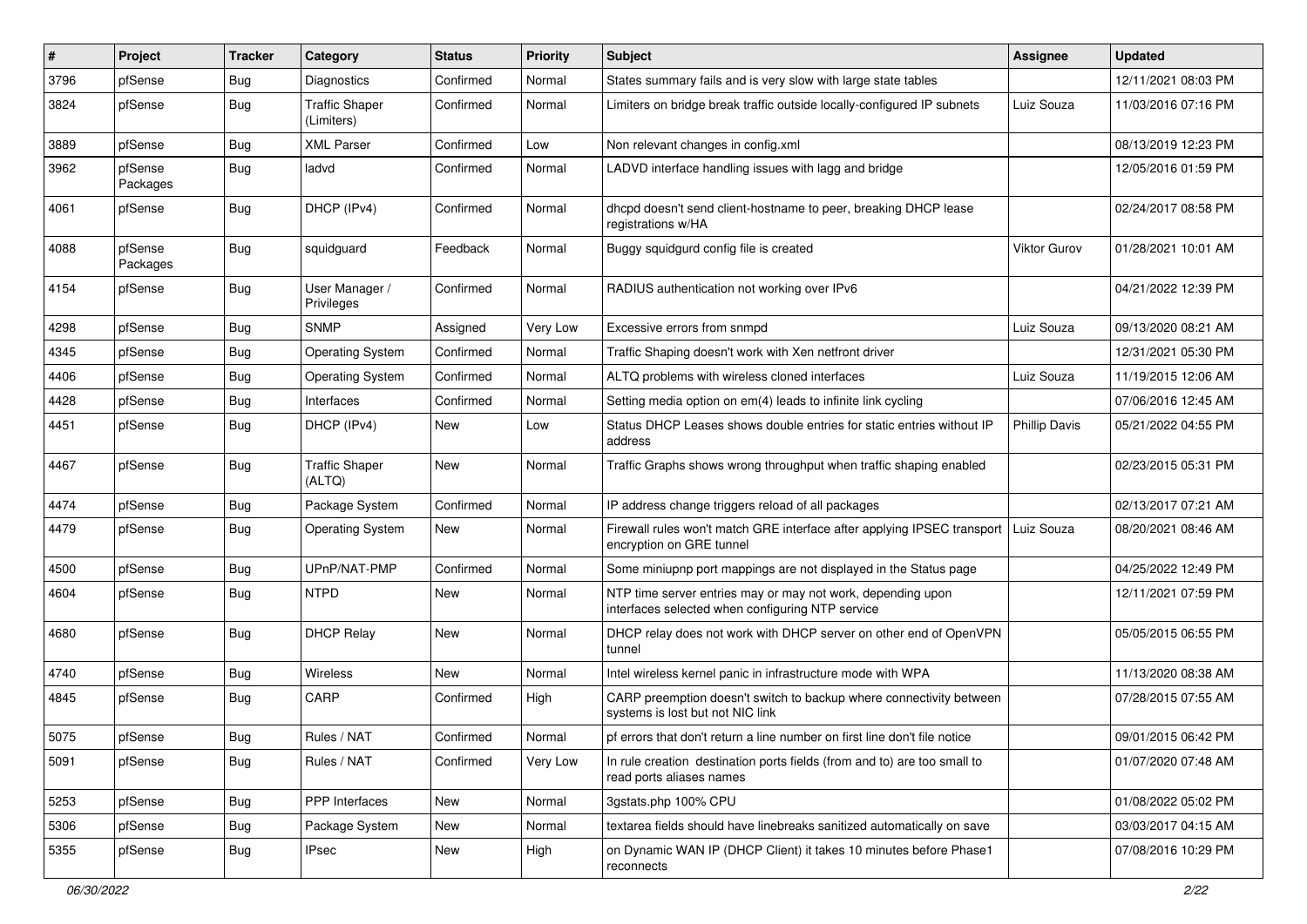| # | Project | Tracker | Category | Status | Priority | Subject | Assignee | Updated |
|---|---|---|---|---|---|---|---|---|
| 3796 | pfSense | Bug | Diagnostics | Confirmed | Normal | States summary fails and is very slow with large state tables | | 12/11/2021 08:03 PM |
| 3824 | pfSense | Bug | Traffic Shaper (Limiters) | Confirmed | Normal | Limiters on bridge break traffic outside locally-configured IP subnets | Luiz Souza | 11/03/2016 07:16 PM |
| 3889 | pfSense | Bug | XML Parser | Confirmed | Low | Non relevant changes in config.xml | | 08/13/2019 12:23 PM |
| 3962 | pfSense Packages | Bug | ladvd | Confirmed | Normal | LADVD interface handling issues with lagg and bridge | | 12/05/2016 01:59 PM |
| 4061 | pfSense | Bug | DHCP (IPv4) | Confirmed | Normal | dhcpd doesn't send client-hostname to peer, breaking DHCP lease registrations w/HA | | 02/24/2017 08:58 PM |
| 4088 | pfSense Packages | Bug | squidguard | Feedback | Normal | Buggy squidgurd config file is created | Viktor Gurov | 01/28/2021 10:01 AM |
| 4154 | pfSense | Bug | User Manager / Privileges | Confirmed | Normal | RADIUS authentication not working over IPv6 | | 04/21/2022 12:39 PM |
| 4298 | pfSense | Bug | SNMP | Assigned | Very Low | Excessive errors from snmpd | Luiz Souza | 09/13/2020 08:21 AM |
| 4345 | pfSense | Bug | Operating System | Confirmed | Normal | Traffic Shaping doesn't work with Xen netfront driver | | 12/31/2021 05:30 PM |
| 4406 | pfSense | Bug | Operating System | Confirmed | Normal | ALTQ problems with wireless cloned interfaces | Luiz Souza | 11/19/2015 12:06 AM |
| 4428 | pfSense | Bug | Interfaces | Confirmed | Normal | Setting media option on em(4) leads to infinite link cycling | | 07/06/2016 12:45 AM |
| 4451 | pfSense | Bug | DHCP (IPv4) | New | Low | Status DHCP Leases shows double entries for static entries without IP address | Phillip Davis | 05/21/2022 04:55 PM |
| 4467 | pfSense | Bug | Traffic Shaper (ALTQ) | New | Normal | Traffic Graphs shows wrong throughput when traffic shaping enabled | | 02/23/2015 05:31 PM |
| 4474 | pfSense | Bug | Package System | Confirmed | Normal | IP address change triggers reload of all packages | | 02/13/2017 07:21 AM |
| 4479 | pfSense | Bug | Operating System | New | Normal | Firewall rules won't match GRE interface after applying IPSEC transport encryption on GRE tunnel | Luiz Souza | 08/20/2021 08:46 AM |
| 4500 | pfSense | Bug | UPnP/NAT-PMP | Confirmed | Normal | Some miniupnp port mappings are not displayed in the Status page | | 04/25/2022 12:49 PM |
| 4604 | pfSense | Bug | NTPD | New | Normal | NTP time server entries may or may not work, depending upon interfaces selected when configuring NTP service | | 12/11/2021 07:59 PM |
| 4680 | pfSense | Bug | DHCP Relay | New | Normal | DHCP relay does not work with DHCP server on other end of OpenVPN tunnel | | 05/05/2015 06:55 PM |
| 4740 | pfSense | Bug | Wireless | New | Normal | Intel wireless kernel panic in infrastructure mode with WPA | | 11/13/2020 08:38 AM |
| 4845 | pfSense | Bug | CARP | Confirmed | High | CARP preemption doesn't switch to backup where connectivity between systems is lost but not NIC link | | 07/28/2015 07:55 AM |
| 5075 | pfSense | Bug | Rules / NAT | Confirmed | Normal | pf errors that don't return a line number on first line don't file notice | | 09/01/2015 06:42 PM |
| 5091 | pfSense | Bug | Rules / NAT | Confirmed | Very Low | In rule creation destination ports fields (from and to) are too small to read ports aliases names | | 01/07/2020 07:48 AM |
| 5253 | pfSense | Bug | PPP Interfaces | New | Normal | 3gstats.php 100% CPU | | 01/08/2022 05:02 PM |
| 5306 | pfSense | Bug | Package System | New | Normal | textarea fields should have linebreaks sanitized automatically on save | | 03/03/2017 04:15 AM |
| 5355 | pfSense | Bug | IPsec | New | High | on Dynamic WAN IP (DHCP Client) it takes 10 minutes before Phase1 reconnects | | 07/08/2016 10:29 PM |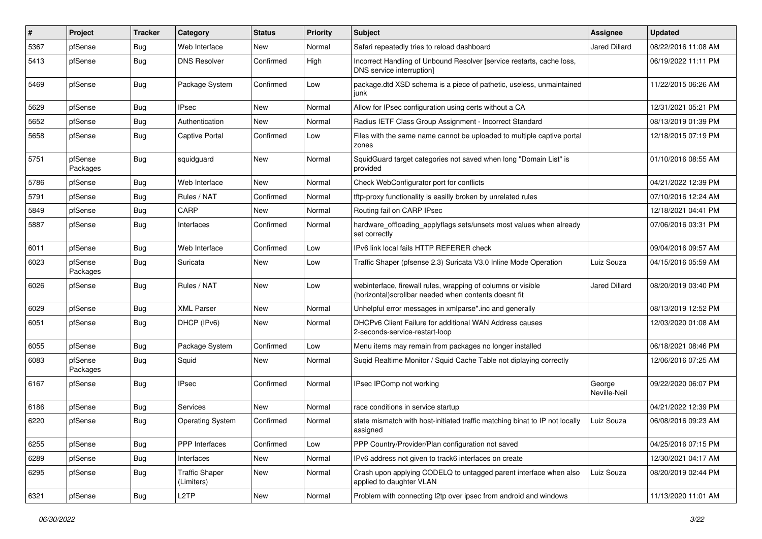| # | Project | Tracker | Category | Status | Priority | Subject | Assignee | Updated |
|---|---|---|---|---|---|---|---|---|
| 5367 | pfSense | Bug | Web Interface | New | Normal | Safari repeatedly tries to reload dashboard | Jared Dillard | 08/22/2016 11:08 AM |
| 5413 | pfSense | Bug | DNS Resolver | Confirmed | High | Incorrect Handling of Unbound Resolver [service restarts, cache loss, DNS service interruption] | | 06/19/2022 11:11 PM |
| 5469 | pfSense | Bug | Package System | Confirmed | Low | package.dtd XSD schema is a piece of pathetic, useless, unmaintained junk | | 11/22/2015 06:26 AM |
| 5629 | pfSense | Bug | IPsec | New | Normal | Allow for IPsec configuration using certs without a CA | | 12/31/2021 05:21 PM |
| 5652 | pfSense | Bug | Authentication | New | Normal | Radius IETF Class Group Assignment - Incorrect Standard | | 08/13/2019 01:39 PM |
| 5658 | pfSense | Bug | Captive Portal | Confirmed | Low | Files with the same name cannot be uploaded to multiple captive portal zones | | 12/18/2015 07:19 PM |
| 5751 | pfSense Packages | Bug | squidguard | New | Normal | SquidGuard target categories not saved when long "Domain List" is provided | | 01/10/2016 08:55 AM |
| 5786 | pfSense | Bug | Web Interface | New | Normal | Check WebConfigurator port for conflicts | | 04/21/2022 12:39 PM |
| 5791 | pfSense | Bug | Rules / NAT | Confirmed | Normal | tftp-proxy functionality is easilly broken by unrelated rules | | 07/10/2016 12:24 AM |
| 5849 | pfSense | Bug | CARP | New | Normal | Routing fail on CARP IPsec | | 12/18/2021 04:41 PM |
| 5887 | pfSense | Bug | Interfaces | Confirmed | Normal | hardware_offloading_applyflags sets/unsets most values when already set correctly | | 07/06/2016 03:31 PM |
| 6011 | pfSense | Bug | Web Interface | Confirmed | Low | IPv6 link local fails HTTP REFERER check | | 09/04/2016 09:57 AM |
| 6023 | pfSense Packages | Bug | Suricata | New | Low | Traffic Shaper (pfsense 2.3) Suricata V3.0 Inline Mode Operation | Luiz Souza | 04/15/2016 05:59 AM |
| 6026 | pfSense | Bug | Rules / NAT | New | Low | webinterface, firewall rules, wrapping of columns or visible (horizontal)scrollbar needed when contents doesnt fit | Jared Dillard | 08/20/2019 03:40 PM |
| 6029 | pfSense | Bug | XML Parser | New | Normal | Unhelpful error messages in xmlparse*.inc and generally | | 08/13/2019 12:52 PM |
| 6051 | pfSense | Bug | DHCP (IPv6) | New | Normal | DHCPv6 Client Failure for additional WAN Address causes 2-seconds-service-restart-loop | | 12/03/2020 01:08 AM |
| 6055 | pfSense | Bug | Package System | Confirmed | Low | Menu items may remain from packages no longer installed | | 06/18/2021 08:46 PM |
| 6083 | pfSense Packages | Bug | Squid | New | Normal | Suqid Realtime Monitor / Squid Cache Table not diplaying correctly | | 12/06/2016 07:25 AM |
| 6167 | pfSense | Bug | IPsec | Confirmed | Normal | IPsec IPComp not working | George Neville-Neil | 09/22/2020 06:07 PM |
| 6186 | pfSense | Bug | Services | New | Normal | race conditions in service startup | | 04/21/2022 12:39 PM |
| 6220 | pfSense | Bug | Operating System | Confirmed | Normal | state mismatch with host-initiated traffic matching binat to IP not locally assigned | Luiz Souza | 06/08/2016 09:23 AM |
| 6255 | pfSense | Bug | PPP Interfaces | Confirmed | Low | PPP Country/Provider/Plan configuration not saved | | 04/25/2016 07:15 PM |
| 6289 | pfSense | Bug | Interfaces | New | Normal | IPv6 address not given to track6 interfaces on create | | 12/30/2021 04:17 AM |
| 6295 | pfSense | Bug | Traffic Shaper (Limiters) | New | Normal | Crash upon applying CODELQ to untagged parent interface when also applied to daughter VLAN | Luiz Souza | 08/20/2019 02:44 PM |
| 6321 | pfSense | Bug | L2TP | New | Normal | Problem with connecting l2tp over ipsec from android and windows | | 11/13/2020 11:01 AM |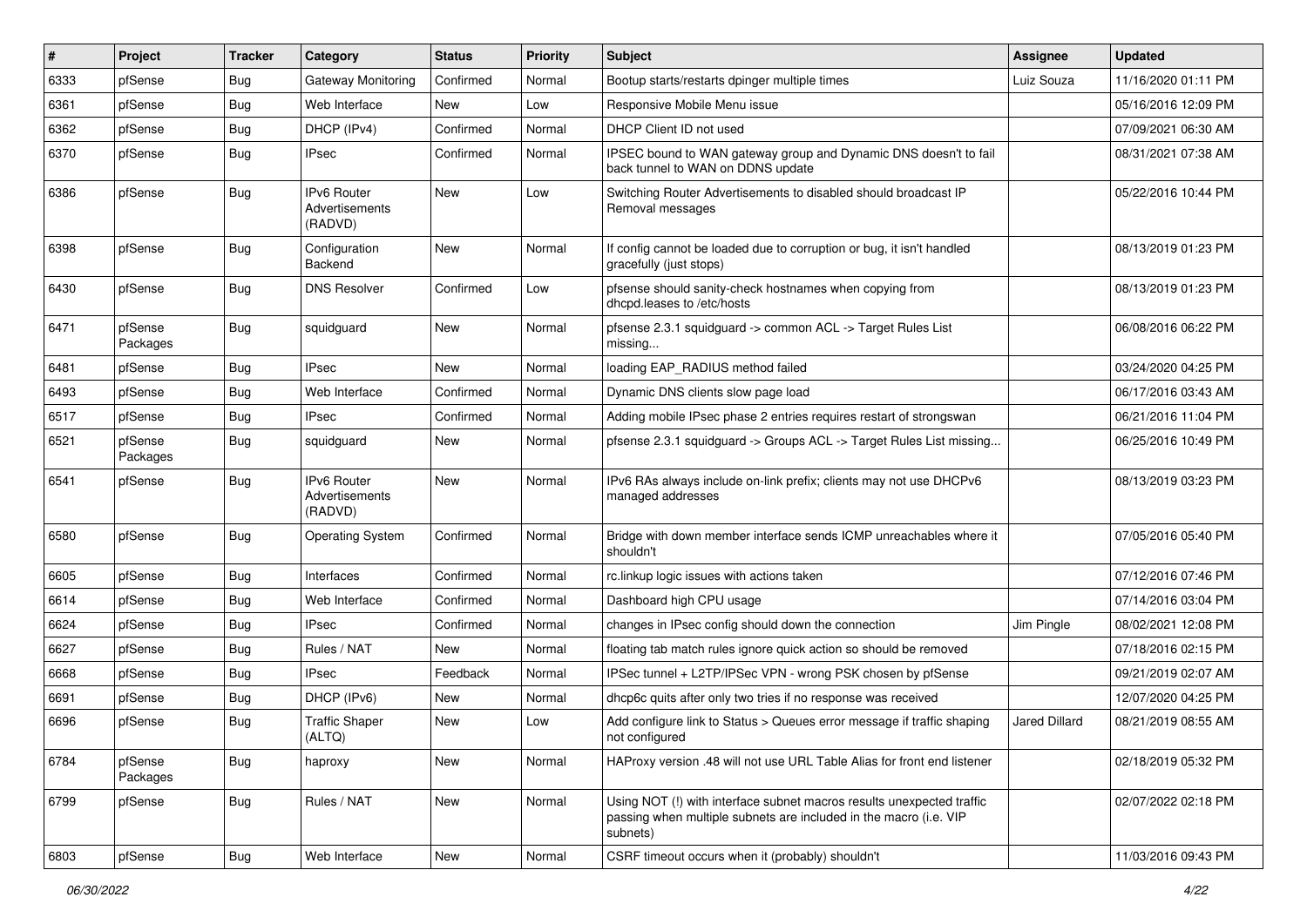| # | Project | Tracker | Category | Status | Priority | Subject | Assignee | Updated |
|---|---|---|---|---|---|---|---|---|
| 6333 | pfSense | Bug | Gateway Monitoring | Confirmed | Normal | Bootup starts/restarts dpinger multiple times | Luiz Souza | 11/16/2020 01:11 PM |
| 6361 | pfSense | Bug | Web Interface | New | Low | Responsive Mobile Menu issue | | 05/16/2016 12:09 PM |
| 6362 | pfSense | Bug | DHCP (IPv4) | Confirmed | Normal | DHCP Client ID not used | | 07/09/2021 06:30 AM |
| 6370 | pfSense | Bug | IPsec | Confirmed | Normal | IPSEC bound to WAN gateway group and Dynamic DNS doesn't to fail back tunnel to WAN on DDNS update | | 08/31/2021 07:38 AM |
| 6386 | pfSense | Bug | IPv6 Router Advertisements (RADVD) | New | Low | Switching Router Advertisements to disabled should broadcast IP Removal messages | | 05/22/2016 10:44 PM |
| 6398 | pfSense | Bug | Configuration Backend | New | Normal | If config cannot be loaded due to corruption or bug, it isn't handled gracefully (just stops) | | 08/13/2019 01:23 PM |
| 6430 | pfSense | Bug | DNS Resolver | Confirmed | Low | pfsense should sanity-check hostnames when copying from dhcpd.leases to /etc/hosts | | 08/13/2019 01:23 PM |
| 6471 | pfSense Packages | Bug | squidguard | New | Normal | pfsense 2.3.1 squidguard -> common ACL -> Target Rules List missing... | | 06/08/2016 06:22 PM |
| 6481 | pfSense | Bug | IPsec | New | Normal | loading EAP_RADIUS method failed | | 03/24/2020 04:25 PM |
| 6493 | pfSense | Bug | Web Interface | Confirmed | Normal | Dynamic DNS clients slow page load | | 06/17/2016 03:43 AM |
| 6517 | pfSense | Bug | IPsec | Confirmed | Normal | Adding mobile IPsec phase 2 entries requires restart of strongswan | | 06/21/2016 11:04 PM |
| 6521 | pfSense Packages | Bug | squidguard | New | Normal | pfsense 2.3.1 squidguard -> Groups ACL -> Target Rules List missing... | | 06/25/2016 10:49 PM |
| 6541 | pfSense | Bug | IPv6 Router Advertisements (RADVD) | New | Normal | IPv6 RAs always include on-link prefix; clients may not use DHCPv6 managed addresses | | 08/13/2019 03:23 PM |
| 6580 | pfSense | Bug | Operating System | Confirmed | Normal | Bridge with down member interface sends ICMP unreachables where it shouldn't | | 07/05/2016 05:40 PM |
| 6605 | pfSense | Bug | Interfaces | Confirmed | Normal | rc.linkup logic issues with actions taken | | 07/12/2016 07:46 PM |
| 6614 | pfSense | Bug | Web Interface | Confirmed | Normal | Dashboard high CPU usage | | 07/14/2016 03:04 PM |
| 6624 | pfSense | Bug | IPsec | Confirmed | Normal | changes in IPsec config should down the connection | Jim Pingle | 08/02/2021 12:08 PM |
| 6627 | pfSense | Bug | Rules / NAT | New | Normal | floating tab match rules ignore quick action so should be removed | | 07/18/2016 02:15 PM |
| 6668 | pfSense | Bug | IPsec | Feedback | Normal | IPSec tunnel + L2TP/IPSec VPN - wrong PSK chosen by pfSense | | 09/21/2019 02:07 AM |
| 6691 | pfSense | Bug | DHCP (IPv6) | New | Normal | dhcp6c quits after only two tries if no response was received | | 12/07/2020 04:25 PM |
| 6696 | pfSense | Bug | Traffic Shaper (ALTQ) | New | Low | Add configure link to Status > Queues error message if traffic shaping not configured | Jared Dillard | 08/21/2019 08:55 AM |
| 6784 | pfSense Packages | Bug | haproxy | New | Normal | HAProxy version .48 will not use URL Table Alias for front end listener | | 02/18/2019 05:32 PM |
| 6799 | pfSense | Bug | Rules / NAT | New | Normal | Using NOT (!) with interface subnet macros results unexpected traffic passing when multiple subnets are included in the macro (i.e. VIP subnets) | | 02/07/2022 02:18 PM |
| 6803 | pfSense | Bug | Web Interface | New | Normal | CSRF timeout occurs when it (probably) shouldn't | | 11/03/2016 09:43 PM |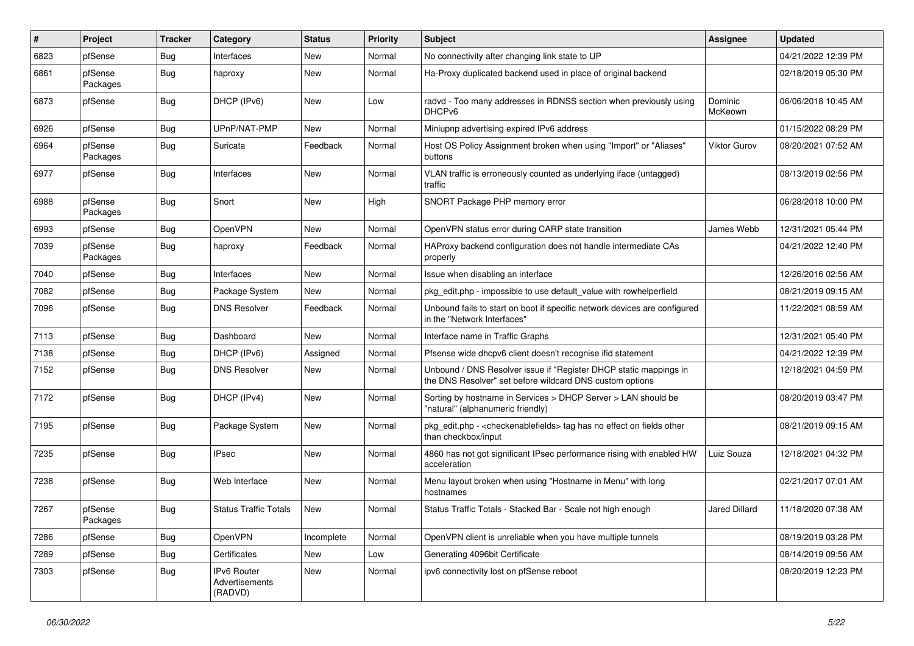| # | Project | Tracker | Category | Status | Priority | Subject | Assignee | Updated |
|---|---|---|---|---|---|---|---|---|
| 6823 | pfSense | Bug | Interfaces | New | Normal | No connectivity after changing link state to UP | | 04/21/2022 12:39 PM |
| 6861 | pfSense Packages | Bug | haproxy | New | Normal | Ha-Proxy duplicated backend used in place of original backend | | 02/18/2019 05:30 PM |
| 6873 | pfSense | Bug | DHCP (IPv6) | New | Low | radvd - Too many addresses in RDNSS section when previously using DHCPv6 | Dominic McKeown | 06/06/2018 10:45 AM |
| 6926 | pfSense | Bug | UPnP/NAT-PMP | New | Normal | Miniupnp advertising expired IPv6 address | | 01/15/2022 08:29 PM |
| 6964 | pfSense Packages | Bug | Suricata | Feedback | Normal | Host OS Policy Assignment broken when using "Import" or "Aliases" buttons | Viktor Gurov | 08/20/2021 07:52 AM |
| 6977 | pfSense | Bug | Interfaces | New | Normal | VLAN traffic is erroneously counted as underlying iface (untagged) traffic | | 08/13/2019 02:56 PM |
| 6988 | pfSense Packages | Bug | Snort | New | High | SNORT Package PHP memory error | | 06/28/2018 10:00 PM |
| 6993 | pfSense | Bug | OpenVPN | New | Normal | OpenVPN status error during CARP state transition | James Webb | 12/31/2021 05:44 PM |
| 7039 | pfSense Packages | Bug | haproxy | Feedback | Normal | HAProxy backend configuration does not handle intermediate CAs properly | | 04/21/2022 12:40 PM |
| 7040 | pfSense | Bug | Interfaces | New | Normal | Issue when disabling an interface | | 12/26/2016 02:56 AM |
| 7082 | pfSense | Bug | Package System | New | Normal | pkg_edit.php - impossible to use default_value with rowhelperfield | | 08/21/2019 09:15 AM |
| 7096 | pfSense | Bug | DNS Resolver | Feedback | Normal | Unbound fails to start on boot if specific network devices are configured in the "Network Interfaces" | | 11/22/2021 08:59 AM |
| 7113 | pfSense | Bug | Dashboard | New | Normal | Interface name in Traffic Graphs | | 12/31/2021 05:40 PM |
| 7138 | pfSense | Bug | DHCP (IPv6) | Assigned | Normal | Pfsense wide dhcpv6 client doesn't recognise ifid statement | | 04/21/2022 12:39 PM |
| 7152 | pfSense | Bug | DNS Resolver | New | Normal | Unbound / DNS Resolver issue if "Register DHCP static mappings in the DNS Resolver" set before wildcard DNS custom options | | 12/18/2021 04:59 PM |
| 7172 | pfSense | Bug | DHCP (IPv4) | New | Normal | Sorting by hostname in Services > DHCP Server > LAN should be "natural" (alphanumeric friendly) | | 08/20/2019 03:47 PM |
| 7195 | pfSense | Bug | Package System | New | Normal | pkg_edit.php - <checkenablefields> tag has no effect on fields other than checkbox/input | | 08/21/2019 09:15 AM |
| 7235 | pfSense | Bug | IPsec | New | Normal | 4860 has not got significant IPsec performance rising with enabled HW acceleration | Luiz Souza | 12/18/2021 04:32 PM |
| 7238 | pfSense | Bug | Web Interface | New | Normal | Menu layout broken when using "Hostname in Menu" with long hostnames | | 02/21/2017 07:01 AM |
| 7267 | pfSense Packages | Bug | Status Traffic Totals | New | Normal | Status Traffic Totals - Stacked Bar - Scale not high enough | Jared Dillard | 11/18/2020 07:38 AM |
| 7286 | pfSense | Bug | OpenVPN | Incomplete | Normal | OpenVPN client is unreliable when you have multiple tunnels | | 08/19/2019 03:28 PM |
| 7289 | pfSense | Bug | Certificates | New | Low | Generating 4096bit Certificate | | 08/14/2019 09:56 AM |
| 7303 | pfSense | Bug | IPv6 Router Advertisements (RADVD) | New | Normal | ipv6 connectivity lost on pfSense reboot | | 08/20/2019 12:23 PM |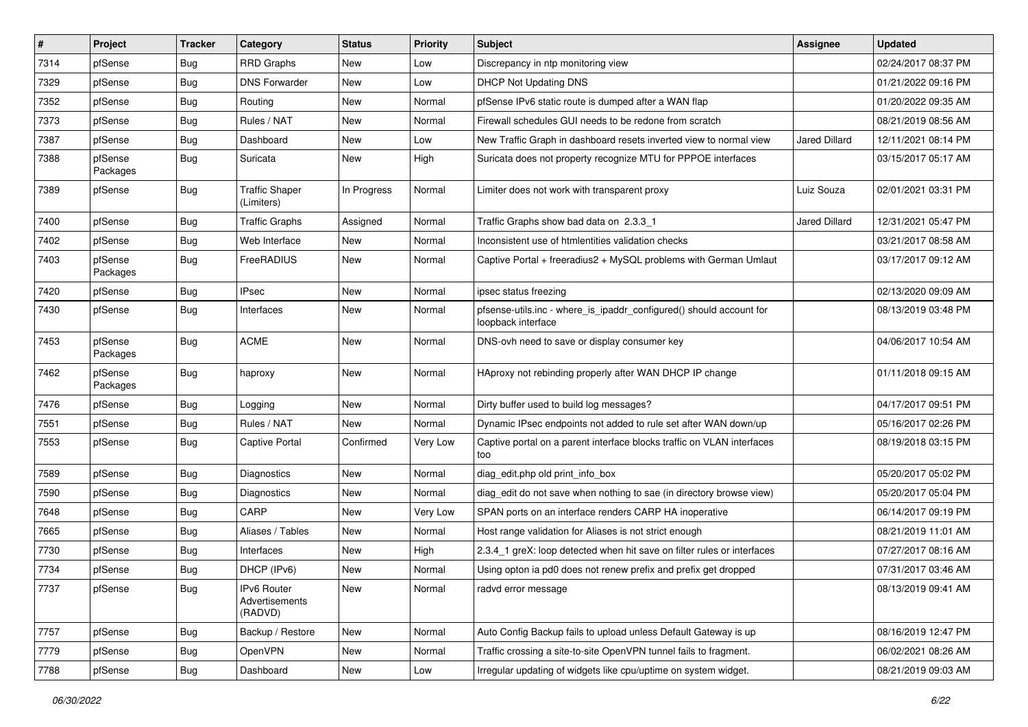| # | Project | Tracker | Category | Status | Priority | Subject | Assignee | Updated |
|---|---|---|---|---|---|---|---|---|
| 7314 | pfSense | Bug | RRD Graphs | New | Low | Discrepancy in ntp monitoring view | | 02/24/2017 08:37 PM |
| 7329 | pfSense | Bug | DNS Forwarder | New | Low | DHCP Not Updating DNS | | 01/21/2022 09:16 PM |
| 7352 | pfSense | Bug | Routing | New | Normal | pfSense IPv6 static route is dumped after a WAN flap | | 01/20/2022 09:35 AM |
| 7373 | pfSense | Bug | Rules / NAT | New | Normal | Firewall schedules GUI needs to be redone from scratch | | 08/21/2019 08:56 AM |
| 7387 | pfSense | Bug | Dashboard | New | Low | New Traffic Graph in dashboard resets inverted view to normal view | Jared Dillard | 12/11/2021 08:14 PM |
| 7388 | pfSense Packages | Bug | Suricata | New | High | Suricata does not property recognize MTU for PPPOE interfaces | | 03/15/2017 05:17 AM |
| 7389 | pfSense | Bug | Traffic Shaper (Limiters) | In Progress | Normal | Limiter does not work with transparent proxy | Luiz Souza | 02/01/2021 03:31 PM |
| 7400 | pfSense | Bug | Traffic Graphs | Assigned | Normal | Traffic Graphs show bad data on 2.3.3_1 | Jared Dillard | 12/31/2021 05:47 PM |
| 7402 | pfSense | Bug | Web Interface | New | Normal | Inconsistent use of htmlentities validation checks | | 03/21/2017 08:58 AM |
| 7403 | pfSense Packages | Bug | FreeRADIUS | New | Normal | Captive Portal + freeradius2 + MySQL problems with German Umlaut | | 03/17/2017 09:12 AM |
| 7420 | pfSense | Bug | IPsec | New | Normal | ipsec status freezing | | 02/13/2020 09:09 AM |
| 7430 | pfSense | Bug | Interfaces | New | Normal | pfsense-utils.inc - where_is_ipaddr_configured() should account for loopback interface | | 08/13/2019 03:48 PM |
| 7453 | pfSense Packages | Bug | ACME | New | Normal | DNS-ovh need to save or display consumer key | | 04/06/2017 10:54 AM |
| 7462 | pfSense Packages | Bug | haproxy | New | Normal | HAproxy not rebinding properly after WAN DHCP IP change | | 01/11/2018 09:15 AM |
| 7476 | pfSense | Bug | Logging | New | Normal | Dirty buffer used to build log messages? | | 04/17/2017 09:51 PM |
| 7551 | pfSense | Bug | Rules / NAT | New | Normal | Dynamic IPsec endpoints not added to rule set after WAN down/up | | 05/16/2017 02:26 PM |
| 7553 | pfSense | Bug | Captive Portal | Confirmed | Very Low | Captive portal on a parent interface blocks traffic on VLAN interfaces too | | 08/19/2018 03:15 PM |
| 7589 | pfSense | Bug | Diagnostics | New | Normal | diag_edit.php old print_info_box | | 05/20/2017 05:02 PM |
| 7590 | pfSense | Bug | Diagnostics | New | Normal | diag_edit do not save when nothing to sae (in directory browse view) | | 05/20/2017 05:04 PM |
| 7648 | pfSense | Bug | CARP | New | Very Low | SPAN ports on an interface renders CARP HA inoperative | | 06/14/2017 09:19 PM |
| 7665 | pfSense | Bug | Aliases / Tables | New | Normal | Host range validation for Aliases is not strict enough | | 08/21/2019 11:01 AM |
| 7730 | pfSense | Bug | Interfaces | New | High | 2.3.4_1 greX: loop detected when hit save on filter rules or interfaces | | 07/27/2017 08:16 AM |
| 7734 | pfSense | Bug | DHCP (IPv6) | New | Normal | Using opton ia pd0 does not renew prefix and prefix get dropped | | 07/31/2017 03:46 AM |
| 7737 | pfSense | Bug | IPv6 Router Advertisements (RADVD) | New | Normal | radvd error message | | 08/13/2019 09:41 AM |
| 7757 | pfSense | Bug | Backup / Restore | New | Normal | Auto Config Backup fails to upload unless Default Gateway is up | | 08/16/2019 12:47 PM |
| 7779 | pfSense | Bug | OpenVPN | New | Normal | Traffic crossing a site-to-site OpenVPN tunnel fails to fragment. | | 06/02/2021 08:26 AM |
| 7788 | pfSense | Bug | Dashboard | New | Low | Irregular updating of widgets like cpu/uptime on system widget. | | 08/21/2019 09:03 AM |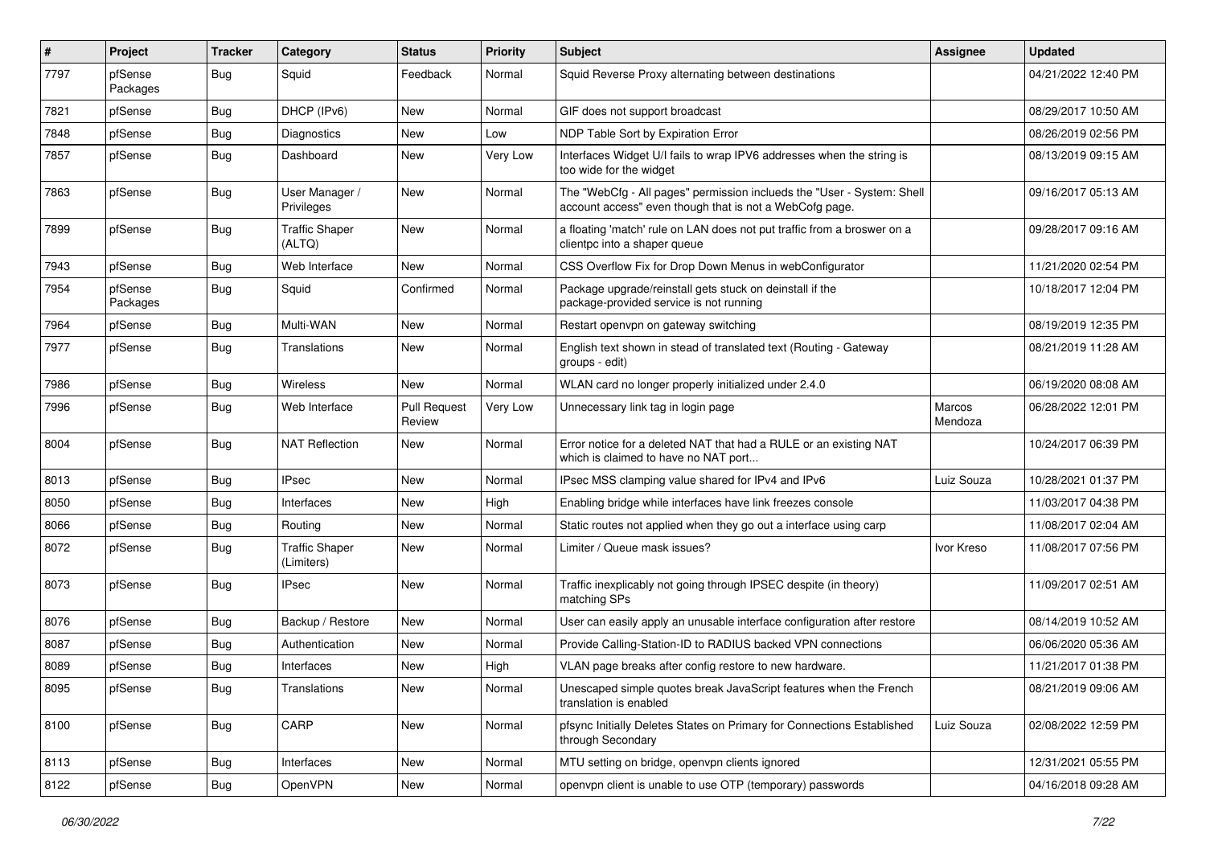| # | Project | Tracker | Category | Status | Priority | Subject | Assignee | Updated |
|---|---|---|---|---|---|---|---|---|
| 7797 | pfSense Packages | Bug | Squid | Feedback | Normal | Squid Reverse Proxy alternating between destinations | | 04/21/2022 12:40 PM |
| 7821 | pfSense | Bug | DHCP (IPv6) | New | Normal | GIF does not support broadcast | | 08/29/2017 10:50 AM |
| 7848 | pfSense | Bug | Diagnostics | New | Low | NDP Table Sort by Expiration Error | | 08/26/2019 02:56 PM |
| 7857 | pfSense | Bug | Dashboard | New | Very Low | Interfaces Widget U/I fails to wrap IPV6 addresses when the string is too wide for the widget | | 08/13/2019 09:15 AM |
| 7863 | pfSense | Bug | User Manager / Privileges | New | Normal | The "WebCfg - All pages" permission inclueds the "User - System: Shell account access" even though that is not a WebCofg page. | | 09/16/2017 05:13 AM |
| 7899 | pfSense | Bug | Traffic Shaper (ALTQ) | New | Normal | a floating 'match' rule on LAN does not put traffic from a broswer on a clientpc into a shaper queue | | 09/28/2017 09:16 AM |
| 7943 | pfSense | Bug | Web Interface | New | Normal | CSS Overflow Fix for Drop Down Menus in webConfigurator | | 11/21/2020 02:54 PM |
| 7954 | pfSense Packages | Bug | Squid | Confirmed | Normal | Package upgrade/reinstall gets stuck on deinstall if the package-provided service is not running | | 10/18/2017 12:04 PM |
| 7964 | pfSense | Bug | Multi-WAN | New | Normal | Restart openvpn on gateway switching | | 08/19/2019 12:35 PM |
| 7977 | pfSense | Bug | Translations | New | Normal | English text shown in stead of translated text (Routing - Gateway groups - edit) | | 08/21/2019 11:28 AM |
| 7986 | pfSense | Bug | Wireless | New | Normal | WLAN card no longer properly initialized under 2.4.0 | | 06/19/2020 08:08 AM |
| 7996 | pfSense | Bug | Web Interface | Pull Request Review | Very Low | Unnecessary link tag in login page | Marcos Mendoza | 06/28/2022 12:01 PM |
| 8004 | pfSense | Bug | NAT Reflection | New | Normal | Error notice for a deleted NAT that had a RULE or an existing NAT which is claimed to have no NAT port... | | 10/24/2017 06:39 PM |
| 8013 | pfSense | Bug | IPsec | New | Normal | IPsec MSS clamping value shared for IPv4 and IPv6 | Luiz Souza | 10/28/2021 01:37 PM |
| 8050 | pfSense | Bug | Interfaces | New | High | Enabling bridge while interfaces have link freezes console | | 11/03/2017 04:38 PM |
| 8066 | pfSense | Bug | Routing | New | Normal | Static routes not applied when they go out a interface using carp | | 11/08/2017 02:04 AM |
| 8072 | pfSense | Bug | Traffic Shaper (Limiters) | New | Normal | Limiter / Queue mask issues? | Ivor Kreso | 11/08/2017 07:56 PM |
| 8073 | pfSense | Bug | IPsec | New | Normal | Traffic inexplicably not going through IPSEC despite (in theory) matching SPs | | 11/09/2017 02:51 AM |
| 8076 | pfSense | Bug | Backup / Restore | New | Normal | User can easily apply an unusable interface configuration after restore | | 08/14/2019 10:52 AM |
| 8087 | pfSense | Bug | Authentication | New | Normal | Provide Calling-Station-ID to RADIUS backed VPN connections | | 06/06/2020 05:36 AM |
| 8089 | pfSense | Bug | Interfaces | New | High | VLAN page breaks after config restore to new hardware. | | 11/21/2017 01:38 PM |
| 8095 | pfSense | Bug | Translations | New | Normal | Unescaped simple quotes break JavaScript features when the French translation is enabled | | 08/21/2019 09:06 AM |
| 8100 | pfSense | Bug | CARP | New | Normal | pfsync Initially Deletes States on Primary for Connections Established through Secondary | Luiz Souza | 02/08/2022 12:59 PM |
| 8113 | pfSense | Bug | Interfaces | New | Normal | MTU setting on bridge, openvpn clients ignored | | 12/31/2021 05:55 PM |
| 8122 | pfSense | Bug | OpenVPN | New | Normal | openvpn client is unable to use OTP (temporary) passwords | | 04/16/2018 09:28 AM |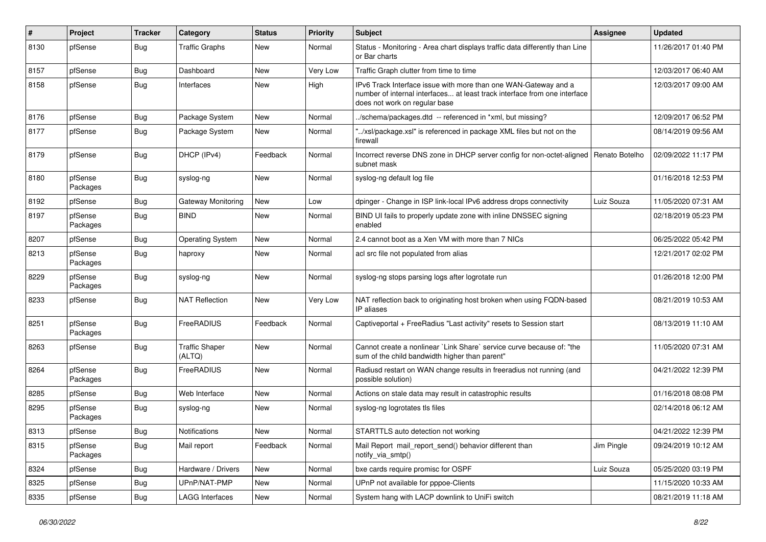| # | Project | Tracker | Category | Status | Priority | Subject | Assignee | Updated |
|---|---|---|---|---|---|---|---|---|
| 8130 | pfSense | Bug | Traffic Graphs | New | Normal | Status - Monitoring - Area chart displays traffic data differently than Line or Bar charts | | 11/26/2017 01:40 PM |
| 8157 | pfSense | Bug | Dashboard | New | Very Low | Traffic Graph clutter from time to time | | 12/03/2017 06:40 AM |
| 8158 | pfSense | Bug | Interfaces | New | High | IPv6 Track Interface issue with more than one WAN-Gateway and a number of internal interfaces... at least track interface from one interface does not work on regular base | | 12/03/2017 09:00 AM |
| 8176 | pfSense | Bug | Package System | New | Normal | ../schema/packages.dtd -- referenced in *xml, but missing? | | 12/09/2017 06:52 PM |
| 8177 | pfSense | Bug | Package System | New | Normal | "../xsl/package.xsl" is referenced in package XML files but not on the firewall | | 08/14/2019 09:56 AM |
| 8179 | pfSense | Bug | DHCP (IPv4) | Feedback | Normal | Incorrect reverse DNS zone in DHCP server config for non-octet-aligned subnet mask | Renato Botelho | 02/09/2022 11:17 PM |
| 8180 | pfSense Packages | Bug | syslog-ng | New | Normal | syslog-ng default log file | | 01/16/2018 12:53 PM |
| 8192 | pfSense | Bug | Gateway Monitoring | New | Low | dpinger - Change in ISP link-local IPv6 address drops connectivity | Luiz Souza | 11/05/2020 07:31 AM |
| 8197 | pfSense Packages | Bug | BIND | New | Normal | BIND UI fails to properly update zone with inline DNSSEC signing enabled | | 02/18/2019 05:23 PM |
| 8207 | pfSense | Bug | Operating System | New | Normal | 2.4 cannot boot as a Xen VM with more than 7 NICs | | 06/25/2022 05:42 PM |
| 8213 | pfSense Packages | Bug | haproxy | New | Normal | acl src file not populated from alias | | 12/21/2017 02:02 PM |
| 8229 | pfSense Packages | Bug | syslog-ng | New | Normal | syslog-ng stops parsing logs after logrotate run | | 01/26/2018 12:00 PM |
| 8233 | pfSense | Bug | NAT Reflection | New | Very Low | NAT reflection back to originating host broken when using FQDN-based IP aliases | | 08/21/2019 10:53 AM |
| 8251 | pfSense Packages | Bug | FreeRADIUS | Feedback | Normal | Captiveportal + FreeRadius "Last activity" resets to Session start | | 08/13/2019 11:10 AM |
| 8263 | pfSense | Bug | Traffic Shaper (ALTQ) | New | Normal | Cannot create a nonlinear `Link Share` service curve because of: "the sum of the child bandwidth higher than parent" | | 11/05/2020 07:31 AM |
| 8264 | pfSense Packages | Bug | FreeRADIUS | New | Normal | Radiusd restart on WAN change results in freeradius not running (and possible solution) | | 04/21/2022 12:39 PM |
| 8285 | pfSense | Bug | Web Interface | New | Normal | Actions on stale data may result in catastrophic results | | 01/16/2018 08:08 PM |
| 8295 | pfSense Packages | Bug | syslog-ng | New | Normal | syslog-ng logrotates tls files | | 02/14/2018 06:12 AM |
| 8313 | pfSense | Bug | Notifications | New | Normal | STARTTLS auto detection not working | | 04/21/2022 12:39 PM |
| 8315 | pfSense Packages | Bug | Mail report | Feedback | Normal | Mail Report mail_report_send() behavior different than notify_via_smtp() | Jim Pingle | 09/24/2019 10:12 AM |
| 8324 | pfSense | Bug | Hardware / Drivers | New | Normal | bxe cards require promisc for OSPF | Luiz Souza | 05/25/2020 03:19 PM |
| 8325 | pfSense | Bug | UPnP/NAT-PMP | New | Normal | UPnP not available for pppoe-Clients | | 11/15/2020 10:33 AM |
| 8335 | pfSense | Bug | LAGG Interfaces | New | Normal | System hang with LACP downlink to UniFi switch | | 08/21/2019 11:18 AM |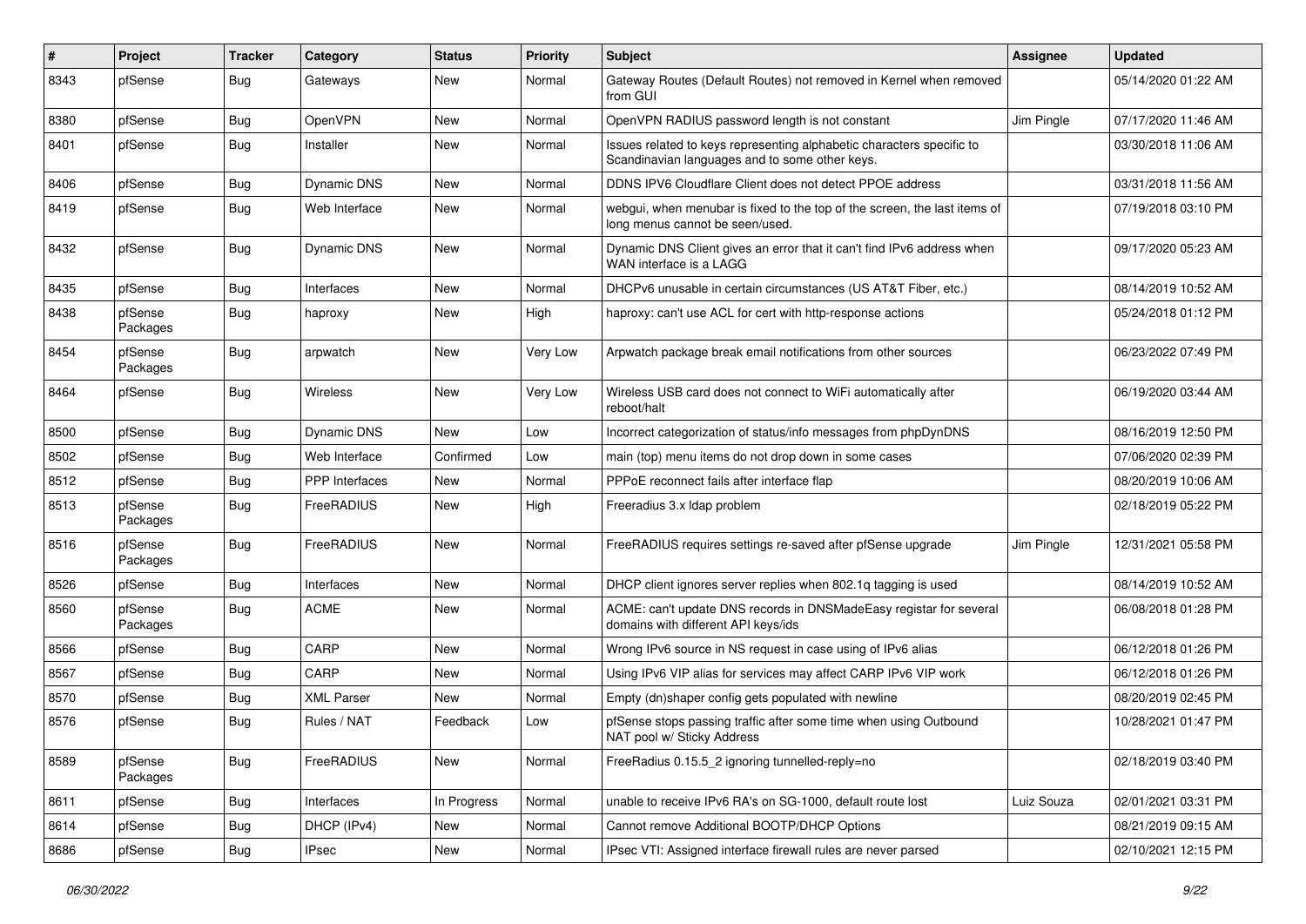| # | Project | Tracker | Category | Status | Priority | Subject | Assignee | Updated |
|---|---|---|---|---|---|---|---|---|
| 8343 | pfSense | Bug | Gateways | New | Normal | Gateway Routes (Default Routes) not removed in Kernel when removed from GUI | | 05/14/2020 01:22 AM |
| 8380 | pfSense | Bug | OpenVPN | New | Normal | OpenVPN RADIUS password length is not constant | Jim Pingle | 07/17/2020 11:46 AM |
| 8401 | pfSense | Bug | Installer | New | Normal | Issues related to keys representing alphabetic characters specific to Scandinavian languages and to some other keys. | | 03/30/2018 11:06 AM |
| 8406 | pfSense | Bug | Dynamic DNS | New | Normal | DDNS IPV6 Cloudflare Client does not detect PPOE address | | 03/31/2018 11:56 AM |
| 8419 | pfSense | Bug | Web Interface | New | Normal | webgui, when menubar is fixed to the top of the screen, the last items of long menus cannot be seen/used. | | 07/19/2018 03:10 PM |
| 8432 | pfSense | Bug | Dynamic DNS | New | Normal | Dynamic DNS Client gives an error that it can't find IPv6 address when WAN interface is a LAGG | | 09/17/2020 05:23 AM |
| 8435 | pfSense | Bug | Interfaces | New | Normal | DHCPv6 unusable in certain circumstances (US AT&T Fiber, etc.) | | 08/14/2019 10:52 AM |
| 8438 | pfSense Packages | Bug | haproxy | New | High | haproxy: can't use ACL for cert with http-response actions | | 05/24/2018 01:12 PM |
| 8454 | pfSense Packages | Bug | arpwatch | New | Very Low | Arpwatch package break email notifications from other sources | | 06/23/2022 07:49 PM |
| 8464 | pfSense | Bug | Wireless | New | Very Low | Wireless USB card does not connect to WiFi automatically after reboot/halt | | 06/19/2020 03:44 AM |
| 8500 | pfSense | Bug | Dynamic DNS | New | Low | Incorrect categorization of status/info messages from phpDynDNS | | 08/16/2019 12:50 PM |
| 8502 | pfSense | Bug | Web Interface | Confirmed | Low | main (top) menu items do not drop down in some cases | | 07/06/2020 02:39 PM |
| 8512 | pfSense | Bug | PPP Interfaces | New | Normal | PPPoE reconnect fails after interface flap | | 08/20/2019 10:06 AM |
| 8513 | pfSense Packages | Bug | FreeRADIUS | New | High | Freeradius 3.x ldap problem | | 02/18/2019 05:22 PM |
| 8516 | pfSense Packages | Bug | FreeRADIUS | New | Normal | FreeRADIUS requires settings re-saved after pfSense upgrade | Jim Pingle | 12/31/2021 05:58 PM |
| 8526 | pfSense | Bug | Interfaces | New | Normal | DHCP client ignores server replies when 802.1q tagging is used | | 08/14/2019 10:52 AM |
| 8560 | pfSense Packages | Bug | ACME | New | Normal | ACME: can't update DNS records in DNSMadeEasy registar for several domains with different API keys/ids | | 06/08/2018 01:28 PM |
| 8566 | pfSense | Bug | CARP | New | Normal | Wrong IPv6 source in NS request in case using of IPv6 alias | | 06/12/2018 01:26 PM |
| 8567 | pfSense | Bug | CARP | New | Normal | Using IPv6 VIP alias for services may affect CARP IPv6 VIP work | | 06/12/2018 01:26 PM |
| 8570 | pfSense | Bug | XML Parser | New | Normal | Empty (dn)shaper config gets populated with newline | | 08/20/2019 02:45 PM |
| 8576 | pfSense | Bug | Rules / NAT | Feedback | Low | pfSense stops passing traffic after some time when using Outbound NAT pool w/ Sticky Address | | 10/28/2021 01:47 PM |
| 8589 | pfSense Packages | Bug | FreeRADIUS | New | Normal | FreeRadius 0.15.5_2 ignoring tunnelled-reply=no | | 02/18/2019 03:40 PM |
| 8611 | pfSense | Bug | Interfaces | In Progress | Normal | unable to receive IPv6 RA's on SG-1000, default route lost | Luiz Souza | 02/01/2021 03:31 PM |
| 8614 | pfSense | Bug | DHCP (IPv4) | New | Normal | Cannot remove Additional BOOTP/DHCP Options | | 08/21/2019 09:15 AM |
| 8686 | pfSense | Bug | IPsec | New | Normal | IPsec VTI: Assigned interface firewall rules are never parsed | | 02/10/2021 12:15 PM |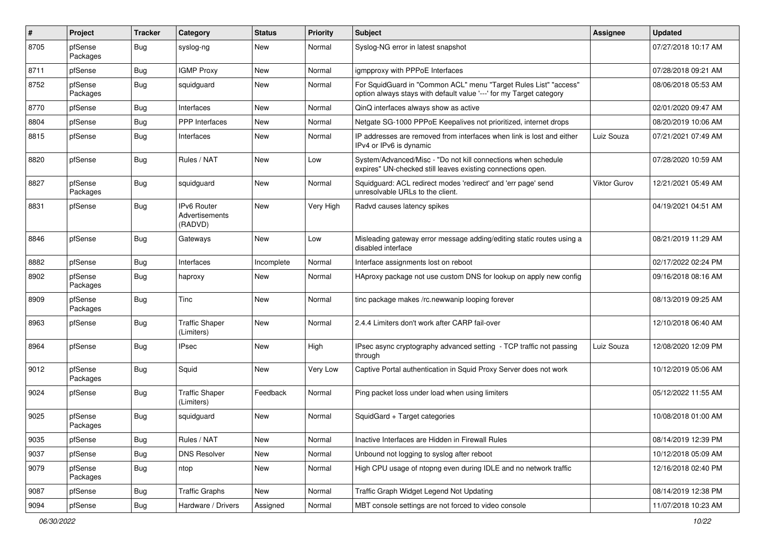| # | Project | Tracker | Category | Status | Priority | Subject | Assignee | Updated |
|---|---|---|---|---|---|---|---|---|
| 8705 | pfSense Packages | Bug | syslog-ng | New | Normal | Syslog-NG error in latest snapshot | | 07/27/2018 10:17 AM |
| 8711 | pfSense | Bug | IGMP Proxy | New | Normal | igmpproxy with PPPoE Interfaces | | 07/28/2018 09:21 AM |
| 8752 | pfSense Packages | Bug | squidguard | New | Normal | For SquidGuard in "Common ACL" menu "Target Rules List" "access" option always stays with default value '---' for my Target category | | 08/06/2018 05:53 AM |
| 8770 | pfSense | Bug | Interfaces | New | Normal | QinQ interfaces always show as active | | 02/01/2020 09:47 AM |
| 8804 | pfSense | Bug | PPP Interfaces | New | Normal | Netgate SG-1000 PPPoE Keepalives not prioritized, internet drops | | 08/20/2019 10:06 AM |
| 8815 | pfSense | Bug | Interfaces | New | Normal | IP addresses are removed from interfaces when link is lost and either IPv4 or IPv6 is dynamic | Luiz Souza | 07/21/2021 07:49 AM |
| 8820 | pfSense | Bug | Rules / NAT | New | Low | System/Advanced/Misc - "Do not kill connections when schedule expires" UN-checked still leaves existing connections open. | | 07/28/2020 10:59 AM |
| 8827 | pfSense Packages | Bug | squidguard | New | Normal | Squidguard: ACL redirect modes 'redirect' and 'err page' send unresolvable URLs to the client. | Viktor Gurov | 12/21/2021 05:49 AM |
| 8831 | pfSense | Bug | IPv6 Router Advertisements (RADVD) | New | Very High | Radvd causes latency spikes | | 04/19/2021 04:51 AM |
| 8846 | pfSense | Bug | Gateways | New | Low | Misleading gateway error message adding/editing static routes using a disabled interface | | 08/21/2019 11:29 AM |
| 8882 | pfSense | Bug | Interfaces | Incomplete | Normal | Interface assignments lost on reboot | | 02/17/2022 02:24 PM |
| 8902 | pfSense Packages | Bug | haproxy | New | Normal | HAproxy package not use custom DNS for lookup on apply new config | | 09/16/2018 08:16 AM |
| 8909 | pfSense Packages | Bug | Tinc | New | Normal | tinc package makes /rc.newwanip looping forever | | 08/13/2019 09:25 AM |
| 8963 | pfSense | Bug | Traffic Shaper (Limiters) | New | Normal | 2.4.4 Limiters don't work after CARP fail-over | | 12/10/2018 06:40 AM |
| 8964 | pfSense | Bug | IPsec | New | High | IPsec async cryptography advanced setting - TCP traffic not passing through | Luiz Souza | 12/08/2020 12:09 PM |
| 9012 | pfSense Packages | Bug | Squid | New | Very Low | Captive Portal authentication in Squid Proxy Server does not work | | 10/12/2019 05:06 AM |
| 9024 | pfSense | Bug | Traffic Shaper (Limiters) | Feedback | Normal | Ping packet loss under load when using limiters | | 05/12/2022 11:55 AM |
| 9025 | pfSense Packages | Bug | squidguard | New | Normal | SquidGard + Target categories | | 10/08/2018 01:00 AM |
| 9035 | pfSense | Bug | Rules / NAT | New | Normal | Inactive Interfaces are Hidden in Firewall Rules | | 08/14/2019 12:39 PM |
| 9037 | pfSense | Bug | DNS Resolver | New | Normal | Unbound not logging to syslog after reboot | | 10/12/2018 05:09 AM |
| 9079 | pfSense Packages | Bug | ntop | New | Normal | High CPU usage of ntopng even during IDLE and no network traffic | | 12/16/2018 02:40 PM |
| 9087 | pfSense | Bug | Traffic Graphs | New | Normal | Traffic Graph Widget Legend Not Updating | | 08/14/2019 12:38 PM |
| 9094 | pfSense | Bug | Hardware / Drivers | Assigned | Normal | MBT console settings are not forced to video console | | 11/07/2018 10:23 AM |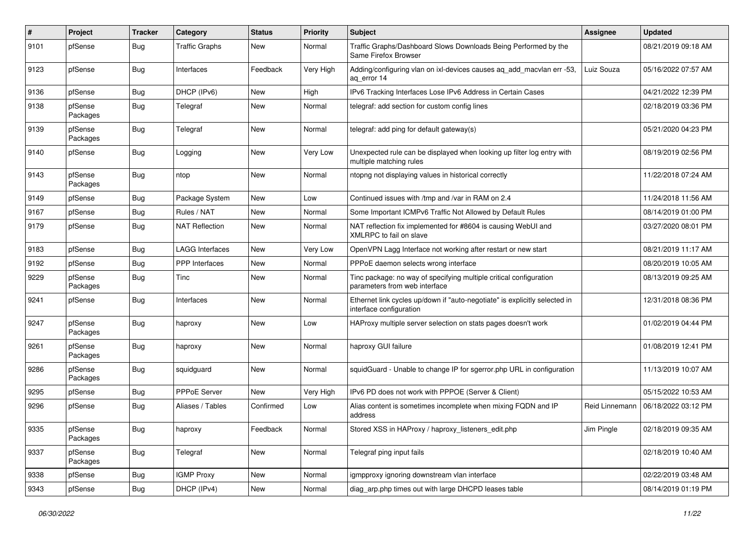| # | Project | Tracker | Category | Status | Priority | Subject | Assignee | Updated |
|---|---|---|---|---|---|---|---|---|
| 9101 | pfSense | Bug | Traffic Graphs | New | Normal | Traffic Graphs/Dashboard Slows Downloads Being Performed by the Same Firefox Browser | | 08/21/2019 09:18 AM |
| 9123 | pfSense | Bug | Interfaces | Feedback | Very High | Adding/configuring vlan on ixl-devices causes aq_add_macvlan err -53, aq_error 14 | Luiz Souza | 05/16/2022 07:57 AM |
| 9136 | pfSense | Bug | DHCP (IPv6) | New | High | IPv6 Tracking Interfaces Lose IPv6 Address in Certain Cases | | 04/21/2022 12:39 PM |
| 9138 | pfSense Packages | Bug | Telegraf | New | Normal | telegraf: add section for custom config lines | | 02/18/2019 03:36 PM |
| 9139 | pfSense Packages | Bug | Telegraf | New | Normal | telegraf: add ping for default gateway(s) | | 05/21/2020 04:23 PM |
| 9140 | pfSense | Bug | Logging | New | Very Low | Unexpected rule can be displayed when looking up filter log entry with multiple matching rules | | 08/19/2019 02:56 PM |
| 9143 | pfSense Packages | Bug | ntop | New | Normal | ntopng not displaying values in historical correctly | | 11/22/2018 07:24 AM |
| 9149 | pfSense | Bug | Package System | New | Low | Continued issues with /tmp and /var in RAM on 2.4 | | 11/24/2018 11:56 AM |
| 9167 | pfSense | Bug | Rules / NAT | New | Normal | Some Important ICMPv6 Traffic Not Allowed by Default Rules | | 08/14/2019 01:00 PM |
| 9179 | pfSense | Bug | NAT Reflection | New | Normal | NAT reflection fix implemented for #8604 is causing WebUI and XMLRPC to fail on slave | | 03/27/2020 08:01 PM |
| 9183 | pfSense | Bug | LAGG Interfaces | New | Very Low | OpenVPN Lagg Interface not working after restart or new start | | 08/21/2019 11:17 AM |
| 9192 | pfSense | Bug | PPP Interfaces | New | Normal | PPPoE daemon selects wrong interface | | 08/20/2019 10:05 AM |
| 9229 | pfSense Packages | Bug | Tinc | New | Normal | Tinc package: no way of specifying multiple critical configuration parameters from web interface | | 08/13/2019 09:25 AM |
| 9241 | pfSense | Bug | Interfaces | New | Normal | Ethernet link cycles up/down if "auto-negotiate" is explicitly selected in interface configuration | | 12/31/2018 08:36 PM |
| 9247 | pfSense Packages | Bug | haproxy | New | Low | HAProxy multiple server selection on stats pages doesn't work | | 01/02/2019 04:44 PM |
| 9261 | pfSense Packages | Bug | haproxy | New | Normal | haproxy GUI failure | | 01/08/2019 12:41 PM |
| 9286 | pfSense Packages | Bug | squidguard | New | Normal | squidGuard - Unable to change IP for sgerror.php URL in configuration | | 11/13/2019 10:07 AM |
| 9295 | pfSense | Bug | PPPoE Server | New | Very High | IPv6 PD does not work with PPPOE (Server & Client) | | 05/15/2022 10:53 AM |
| 9296 | pfSense | Bug | Aliases / Tables | Confirmed | Low | Alias content is sometimes incomplete when mixing FQDN and IP address | Reid Linnemann | 06/18/2022 03:12 PM |
| 9335 | pfSense Packages | Bug | haproxy | Feedback | Normal | Stored XSS in HAProxy / haproxy_listeners_edit.php | Jim Pingle | 02/18/2019 09:35 AM |
| 9337 | pfSense Packages | Bug | Telegraf | New | Normal | Telegraf ping input fails | | 02/18/2019 10:40 AM |
| 9338 | pfSense | Bug | IGMP Proxy | New | Normal | igmpproxy ignoring downstream vlan interface | | 02/22/2019 03:48 AM |
| 9343 | pfSense | Bug | DHCP (IPv4) | New | Normal | diag_arp.php times out with large DHCPD leases table | | 08/14/2019 01:19 PM |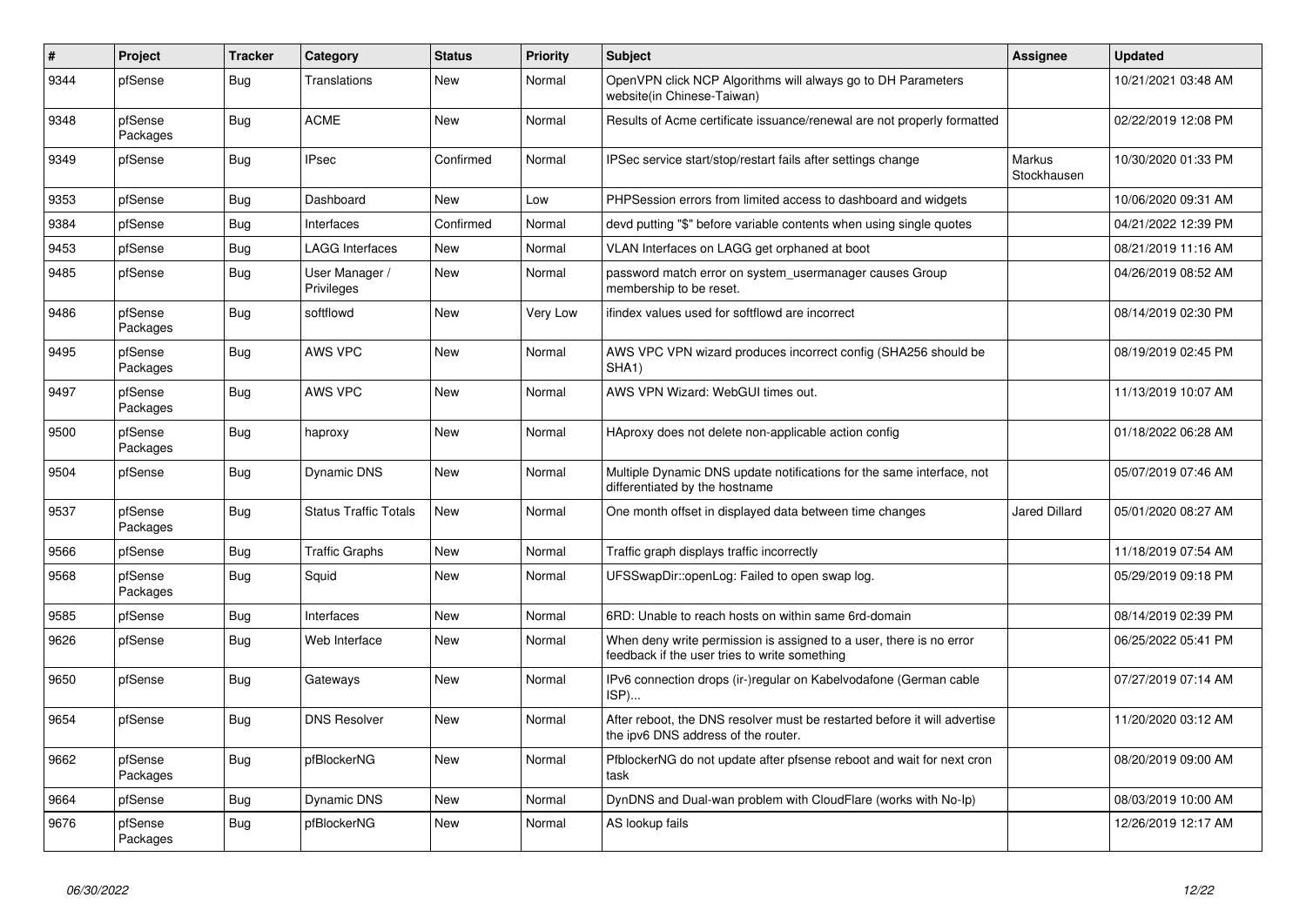| # | Project | Tracker | Category | Status | Priority | Subject | Assignee | Updated |
|---|---|---|---|---|---|---|---|---|
| 9344 | pfSense | Bug | Translations | New | Normal | OpenVPN click NCP Algorithms will always go to DH Parameters website(in Chinese-Taiwan) | | 10/21/2021 03:48 AM |
| 9348 | pfSense Packages | Bug | ACME | New | Normal | Results of Acme certificate issuance/renewal are not properly formatted | | 02/22/2019 12:08 PM |
| 9349 | pfSense | Bug | IPsec | Confirmed | Normal | IPSec service start/stop/restart fails after settings change | Markus Stockhausen | 10/30/2020 01:33 PM |
| 9353 | pfSense | Bug | Dashboard | New | Low | PHPSession errors from limited access to dashboard and widgets | | 10/06/2020 09:31 AM |
| 9384 | pfSense | Bug | Interfaces | Confirmed | Normal | devd putting "$" before variable contents when using single quotes | | 04/21/2022 12:39 PM |
| 9453 | pfSense | Bug | LAGG Interfaces | New | Normal | VLAN Interfaces on LAGG get orphaned at boot | | 08/21/2019 11:16 AM |
| 9485 | pfSense | Bug | User Manager / Privileges | New | Normal | password match error on system_usermanager causes Group membership to be reset. | | 04/26/2019 08:52 AM |
| 9486 | pfSense Packages | Bug | softflowd | New | Very Low | ifindex values used for softflowd are incorrect | | 08/14/2019 02:30 PM |
| 9495 | pfSense Packages | Bug | AWS VPC | New | Normal | AWS VPC VPN wizard produces incorrect config (SHA256 should be SHA1) | | 08/19/2019 02:45 PM |
| 9497 | pfSense Packages | Bug | AWS VPC | New | Normal | AWS VPN Wizard: WebGUI times out. | | 11/13/2019 10:07 AM |
| 9500 | pfSense Packages | Bug | haproxy | New | Normal | HAproxy does not delete non-applicable action config | | 01/18/2022 06:28 AM |
| 9504 | pfSense | Bug | Dynamic DNS | New | Normal | Multiple Dynamic DNS update notifications for the same interface, not differentiated by the hostname | | 05/07/2019 07:46 AM |
| 9537 | pfSense Packages | Bug | Status Traffic Totals | New | Normal | One month offset in displayed data between time changes | Jared Dillard | 05/01/2020 08:27 AM |
| 9566 | pfSense | Bug | Traffic Graphs | New | Normal | Traffic graph displays traffic incorrectly | | 11/18/2019 07:54 AM |
| 9568 | pfSense Packages | Bug | Squid | New | Normal | UFSSwapDir::openLog: Failed to open swap log. | | 05/29/2019 09:18 PM |
| 9585 | pfSense | Bug | Interfaces | New | Normal | 6RD: Unable to reach hosts on within same 6rd-domain | | 08/14/2019 02:39 PM |
| 9626 | pfSense | Bug | Web Interface | New | Normal | When deny write permission is assigned to a user, there is no error feedback if the user tries to write something | | 06/25/2022 05:41 PM |
| 9650 | pfSense | Bug | Gateways | New | Normal | IPv6 connection drops (ir-)regular on Kabelvodafone (German cable ISP)... | | 07/27/2019 07:14 AM |
| 9654 | pfSense | Bug | DNS Resolver | New | Normal | After reboot, the DNS resolver must be restarted before it will advertise the ipv6 DNS address of the router. | | 11/20/2020 03:12 AM |
| 9662 | pfSense Packages | Bug | pfBlockerNG | New | Normal | PfblockerNG do not update after pfsense reboot and wait for next cron task | | 08/20/2019 09:00 AM |
| 9664 | pfSense | Bug | Dynamic DNS | New | Normal | DynDNS and Dual-wan problem with CloudFlare (works with No-Ip) | | 08/03/2019 10:00 AM |
| 9676 | pfSense Packages | Bug | pfBlockerNG | New | Normal | AS lookup fails | | 12/26/2019 12:17 AM |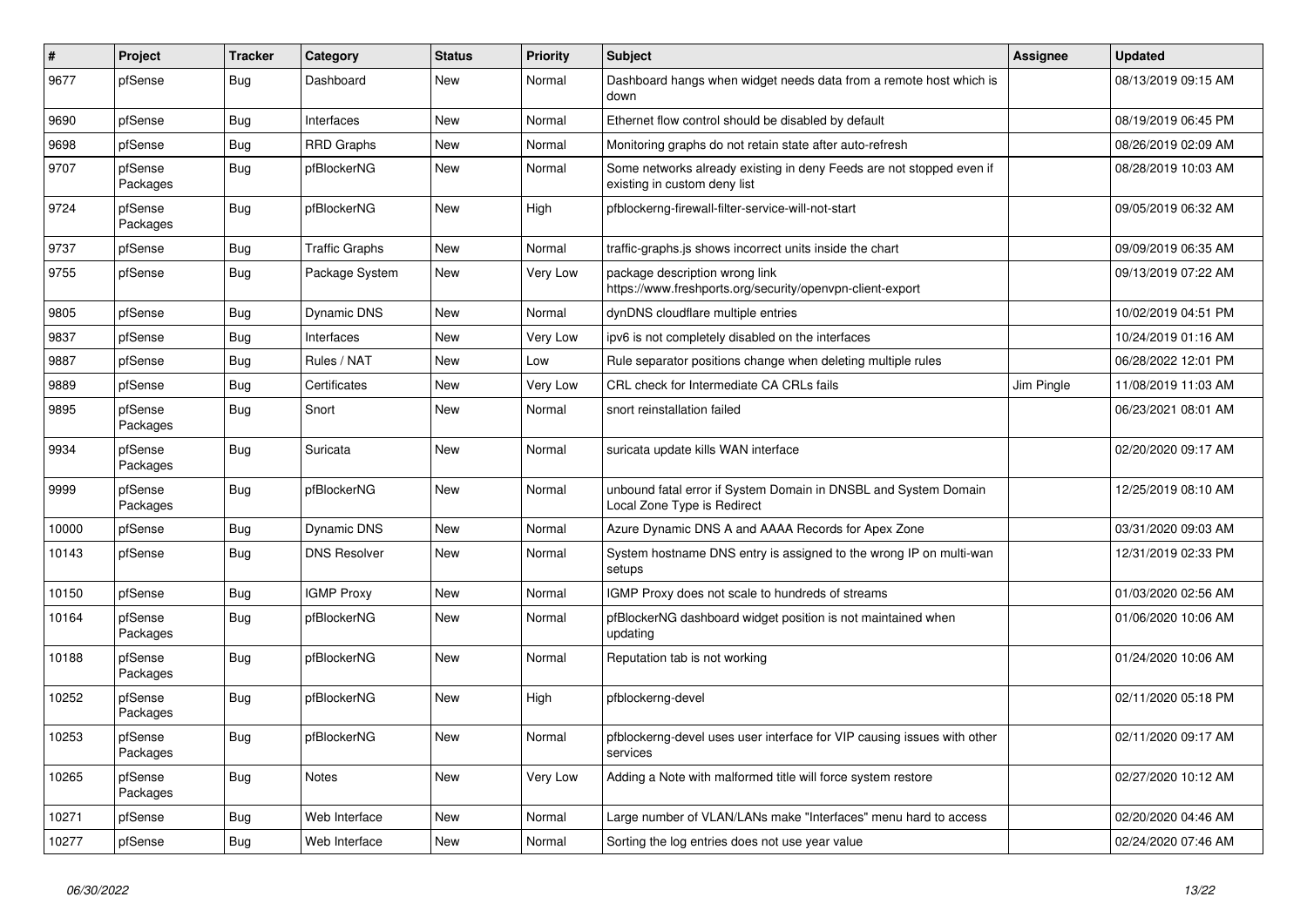| # | Project | Tracker | Category | Status | Priority | Subject | Assignee | Updated |
|---|---|---|---|---|---|---|---|---|
| 9677 | pfSense | Bug | Dashboard | New | Normal | Dashboard hangs when widget needs data from a remote host which is down | | 08/13/2019 09:15 AM |
| 9690 | pfSense | Bug | Interfaces | New | Normal | Ethernet flow control should be disabled by default | | 08/19/2019 06:45 PM |
| 9698 | pfSense | Bug | RRD Graphs | New | Normal | Monitoring graphs do not retain state after auto-refresh | | 08/26/2019 02:09 AM |
| 9707 | pfSense Packages | Bug | pfBlockerNG | New | Normal | Some networks already existing in deny Feeds are not stopped even if existing in custom deny list | | 08/28/2019 10:03 AM |
| 9724 | pfSense Packages | Bug | pfBlockerNG | New | High | pfblockerng-firewall-filter-service-will-not-start | | 09/05/2019 06:32 AM |
| 9737 | pfSense | Bug | Traffic Graphs | New | Normal | traffic-graphs.js shows incorrect units inside the chart | | 09/09/2019 06:35 AM |
| 9755 | pfSense | Bug | Package System | New | Very Low | package description wrong link https://www.freshports.org/security/openvpn-client-export | | 09/13/2019 07:22 AM |
| 9805 | pfSense | Bug | Dynamic DNS | New | Normal | dynDNS cloudflare multiple entries | | 10/02/2019 04:51 PM |
| 9837 | pfSense | Bug | Interfaces | New | Very Low | ipv6 is not completely disabled on the interfaces | | 10/24/2019 01:16 AM |
| 9887 | pfSense | Bug | Rules / NAT | New | Low | Rule separator positions change when deleting multiple rules | | 06/28/2022 12:01 PM |
| 9889 | pfSense | Bug | Certificates | New | Very Low | CRL check for Intermediate CA CRLs fails | Jim Pingle | 11/08/2019 11:03 AM |
| 9895 | pfSense Packages | Bug | Snort | New | Normal | snort reinstallation failed | | 06/23/2021 08:01 AM |
| 9934 | pfSense Packages | Bug | Suricata | New | Normal | suricata update kills WAN interface | | 02/20/2020 09:17 AM |
| 9999 | pfSense Packages | Bug | pfBlockerNG | New | Normal | unbound fatal error if System Domain in DNSBL and System Domain Local Zone Type is Redirect | | 12/25/2019 08:10 AM |
| 10000 | pfSense | Bug | Dynamic DNS | New | Normal | Azure Dynamic DNS A and AAAA Records for Apex Zone | | 03/31/2020 09:03 AM |
| 10143 | pfSense | Bug | DNS Resolver | New | Normal | System hostname DNS entry is assigned to the wrong IP on multi-wan setups | | 12/31/2019 02:33 PM |
| 10150 | pfSense | Bug | IGMP Proxy | New | Normal | IGMP Proxy does not scale to hundreds of streams | | 01/03/2020 02:56 AM |
| 10164 | pfSense Packages | Bug | pfBlockerNG | New | Normal | pfBlockerNG dashboard widget position is not maintained when updating | | 01/06/2020 10:06 AM |
| 10188 | pfSense Packages | Bug | pfBlockerNG | New | Normal | Reputation tab is not working | | 01/24/2020 10:06 AM |
| 10252 | pfSense Packages | Bug | pfBlockerNG | New | High | pfblockerng-devel | | 02/11/2020 05:18 PM |
| 10253 | pfSense Packages | Bug | pfBlockerNG | New | Normal | pfblockerng-devel uses user interface for VIP causing issues with other services | | 02/11/2020 09:17 AM |
| 10265 | pfSense Packages | Bug | Notes | New | Very Low | Adding a Note with malformed title will force system restore | | 02/27/2020 10:12 AM |
| 10271 | pfSense | Bug | Web Interface | New | Normal | Large number of VLAN/LANs make "Interfaces" menu hard to access | | 02/20/2020 04:46 AM |
| 10277 | pfSense | Bug | Web Interface | New | Normal | Sorting the log entries does not use year value | | 02/24/2020 07:46 AM |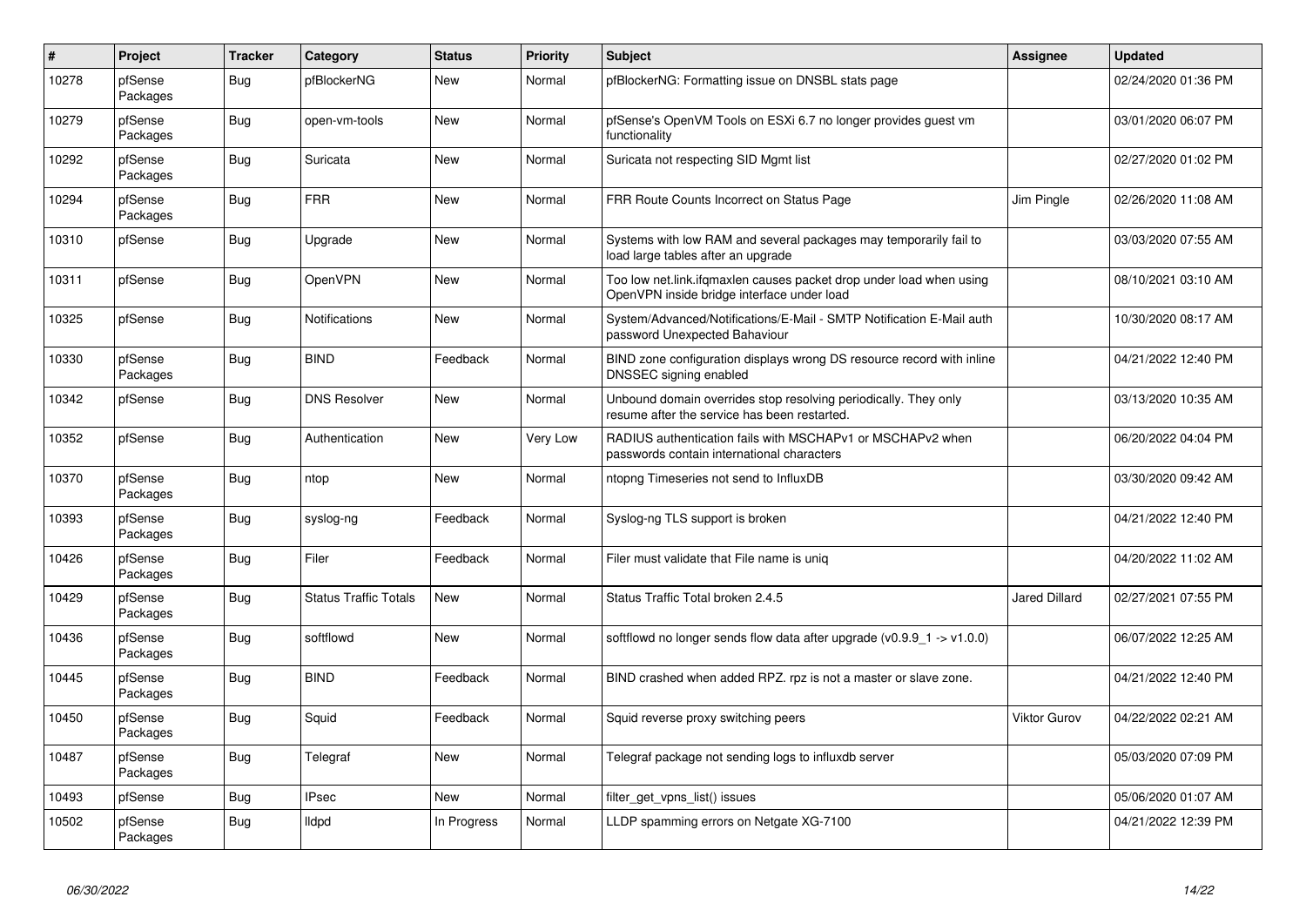| # | Project | Tracker | Category | Status | Priority | Subject | Assignee | Updated |
|---|---|---|---|---|---|---|---|---|
| 10278 | pfSense Packages | Bug | pfBlockerNG | New | Normal | pfBlockerNG: Formatting issue on DNSBL stats page | | 02/24/2020 01:36 PM |
| 10279 | pfSense Packages | Bug | open-vm-tools | New | Normal | pfSense's OpenVM Tools on ESXi 6.7 no longer provides guest vm functionality | | 03/01/2020 06:07 PM |
| 10292 | pfSense Packages | Bug | Suricata | New | Normal | Suricata not respecting SID Mgmt list | | 02/27/2020 01:02 PM |
| 10294 | pfSense Packages | Bug | FRR | New | Normal | FRR Route Counts Incorrect on Status Page | Jim Pingle | 02/26/2020 11:08 AM |
| 10310 | pfSense | Bug | Upgrade | New | Normal | Systems with low RAM and several packages may temporarily fail to load large tables after an upgrade | | 03/03/2020 07:55 AM |
| 10311 | pfSense | Bug | OpenVPN | New | Normal | Too low net.link.ifqmaxlen causes packet drop under load when using OpenVPN inside bridge interface under load | | 08/10/2021 03:10 AM |
| 10325 | pfSense | Bug | Notifications | New | Normal | System/Advanced/Notifications/E-Mail - SMTP Notification E-Mail auth password Unexpected Bahaviour | | 10/30/2020 08:17 AM |
| 10330 | pfSense Packages | Bug | BIND | Feedback | Normal | BIND zone configuration displays wrong DS resource record with inline DNSSEC signing enabled | | 04/21/2022 12:40 PM |
| 10342 | pfSense | Bug | DNS Resolver | New | Normal | Unbound domain overrides stop resolving periodically. They only resume after the service has been restarted. | | 03/13/2020 10:35 AM |
| 10352 | pfSense | Bug | Authentication | New | Very Low | RADIUS authentication fails with MSCHAPv1 or MSCHAPv2 when passwords contain international characters | | 06/20/2022 04:04 PM |
| 10370 | pfSense Packages | Bug | ntop | New | Normal | ntopng Timeseries not send to InfluxDB | | 03/30/2020 09:42 AM |
| 10393 | pfSense Packages | Bug | syslog-ng | Feedback | Normal | Syslog-ng TLS support is broken | | 04/21/2022 12:40 PM |
| 10426 | pfSense Packages | Bug | Filer | Feedback | Normal | Filer must validate that File name is uniq | | 04/20/2022 11:02 AM |
| 10429 | pfSense Packages | Bug | Status Traffic Totals | New | Normal | Status Traffic Total broken 2.4.5 | Jared Dillard | 02/27/2021 07:55 PM |
| 10436 | pfSense Packages | Bug | softflowd | New | Normal | softflowd no longer sends flow data after upgrade (v0.9.9_1 -> v1.0.0) | | 06/07/2022 12:25 AM |
| 10445 | pfSense Packages | Bug | BIND | Feedback | Normal | BIND crashed when added RPZ. rpz is not a master or slave zone. | | 04/21/2022 12:40 PM |
| 10450 | pfSense Packages | Bug | Squid | Feedback | Normal | Squid reverse proxy switching peers | Viktor Gurov | 04/22/2022 02:21 AM |
| 10487 | pfSense Packages | Bug | Telegraf | New | Normal | Telegraf package not sending logs to influxdb server | | 05/03/2020 07:09 PM |
| 10493 | pfSense | Bug | IPsec | New | Normal | filter_get_vpns_list() issues | | 05/06/2020 01:07 AM |
| 10502 | pfSense Packages | Bug | lldpd | In Progress | Normal | LLDP spamming errors on Netgate XG-7100 | | 04/21/2022 12:39 PM |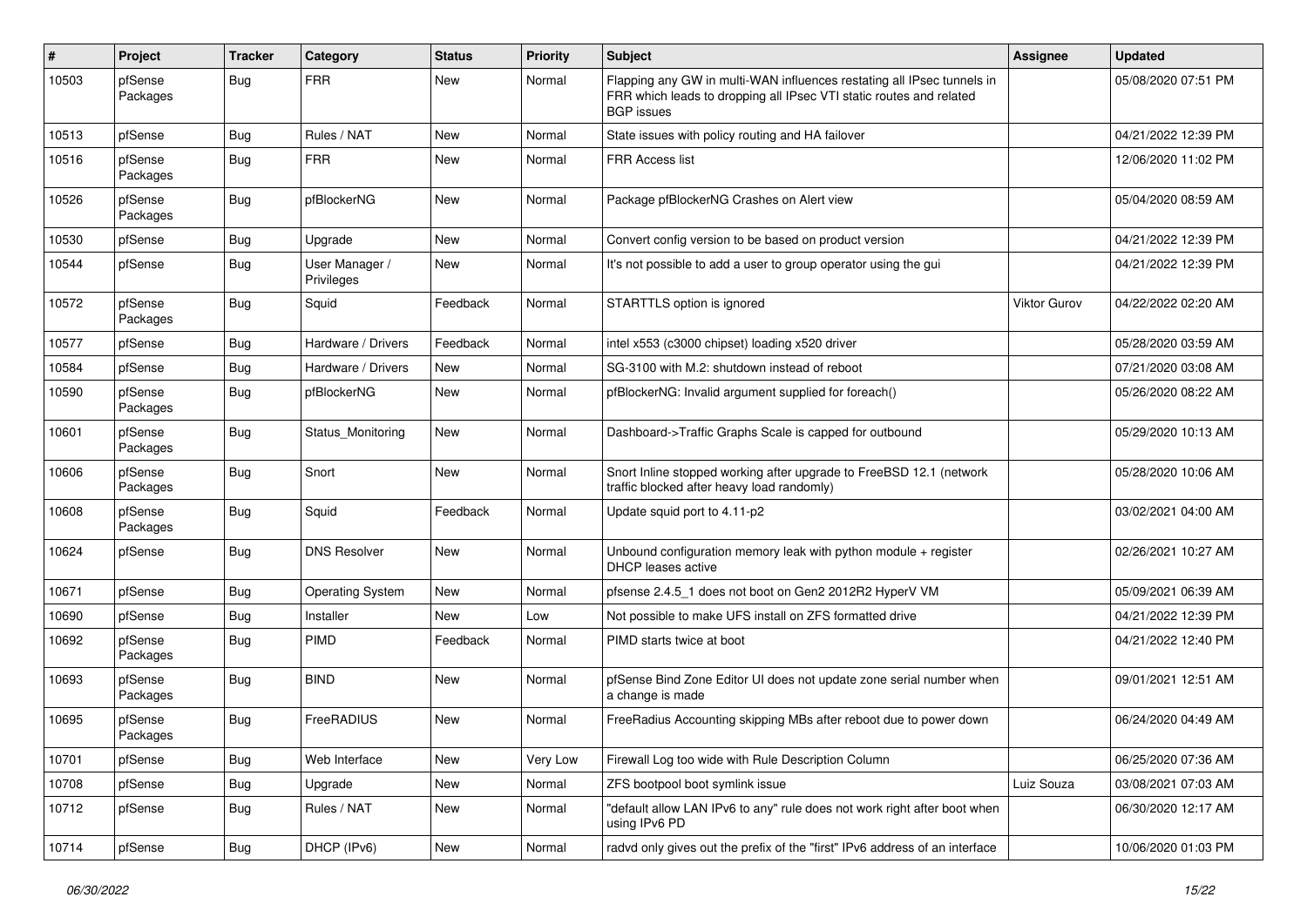| # | Project | Tracker | Category | Status | Priority | Subject | Assignee | Updated |
|---|---|---|---|---|---|---|---|---|
| 10503 | pfSense Packages | Bug | FRR | New | Normal | Flapping any GW in multi-WAN influences restating all IPsec tunnels in FRR which leads to dropping all IPsec VTI static routes and related BGP issues | | 05/08/2020 07:51 PM |
| 10513 | pfSense | Bug | Rules / NAT | New | Normal | State issues with policy routing and HA failover | | 04/21/2022 12:39 PM |
| 10516 | pfSense Packages | Bug | FRR | New | Normal | FRR Access list | | 12/06/2020 11:02 PM |
| 10526 | pfSense Packages | Bug | pfBlockerNG | New | Normal | Package pfBlockerNG Crashes on Alert view | | 05/04/2020 08:59 AM |
| 10530 | pfSense | Bug | Upgrade | New | Normal | Convert config version to be based on product version | | 04/21/2022 12:39 PM |
| 10544 | pfSense | Bug | User Manager / Privileges | New | Normal | It's not possible to add a user to group operator using the gui | | 04/21/2022 12:39 PM |
| 10572 | pfSense Packages | Bug | Squid | Feedback | Normal | STARTTLS option is ignored | Viktor Gurov | 04/22/2022 02:20 AM |
| 10577 | pfSense | Bug | Hardware / Drivers | Feedback | Normal | intel x553 (c3000 chipset) loading x520 driver | | 05/28/2020 03:59 AM |
| 10584 | pfSense | Bug | Hardware / Drivers | New | Normal | SG-3100 with M.2: shutdown instead of reboot | | 07/21/2020 03:08 AM |
| 10590 | pfSense Packages | Bug | pfBlockerNG | New | Normal | pfBlockerNG: Invalid argument supplied for foreach() | | 05/26/2020 08:22 AM |
| 10601 | pfSense Packages | Bug | Status_Monitoring | New | Normal | Dashboard->Traffic Graphs Scale is capped for outbound | | 05/29/2020 10:13 AM |
| 10606 | pfSense Packages | Bug | Snort | New | Normal | Snort Inline stopped working after upgrade to FreeBSD 12.1 (network traffic blocked after heavy load randomly) | | 05/28/2020 10:06 AM |
| 10608 | pfSense Packages | Bug | Squid | Feedback | Normal | Update squid port to 4.11-p2 | | 03/02/2021 04:00 AM |
| 10624 | pfSense | Bug | DNS Resolver | New | Normal | Unbound configuration memory leak with python module + register DHCP leases active | | 02/26/2021 10:27 AM |
| 10671 | pfSense | Bug | Operating System | New | Normal | pfsense 2.4.5_1 does not boot on Gen2 2012R2 HyperV VM | | 05/09/2021 06:39 AM |
| 10690 | pfSense | Bug | Installer | New | Low | Not possible to make UFS install on ZFS formatted drive | | 04/21/2022 12:39 PM |
| 10692 | pfSense Packages | Bug | PIMD | Feedback | Normal | PIMD starts twice at boot | | 04/21/2022 12:40 PM |
| 10693 | pfSense Packages | Bug | BIND | New | Normal | pfSense Bind Zone Editor UI does not update zone serial number when a change is made | | 09/01/2021 12:51 AM |
| 10695 | pfSense Packages | Bug | FreeRADIUS | New | Normal | FreeRadius Accounting skipping MBs after reboot due to power down | | 06/24/2020 04:49 AM |
| 10701 | pfSense | Bug | Web Interface | New | Very Low | Firewall Log too wide with Rule Description Column | | 06/25/2020 07:36 AM |
| 10708 | pfSense | Bug | Upgrade | New | Normal | ZFS bootpool boot symlink issue | Luiz Souza | 03/08/2021 07:03 AM |
| 10712 | pfSense | Bug | Rules / NAT | New | Normal | "default allow LAN IPv6 to any" rule does not work right after boot when using IPv6 PD | | 06/30/2020 12:17 AM |
| 10714 | pfSense | Bug | DHCP (IPv6) | New | Normal | radvd only gives out the prefix of the "first" IPv6 address of an interface | | 10/06/2020 01:03 PM |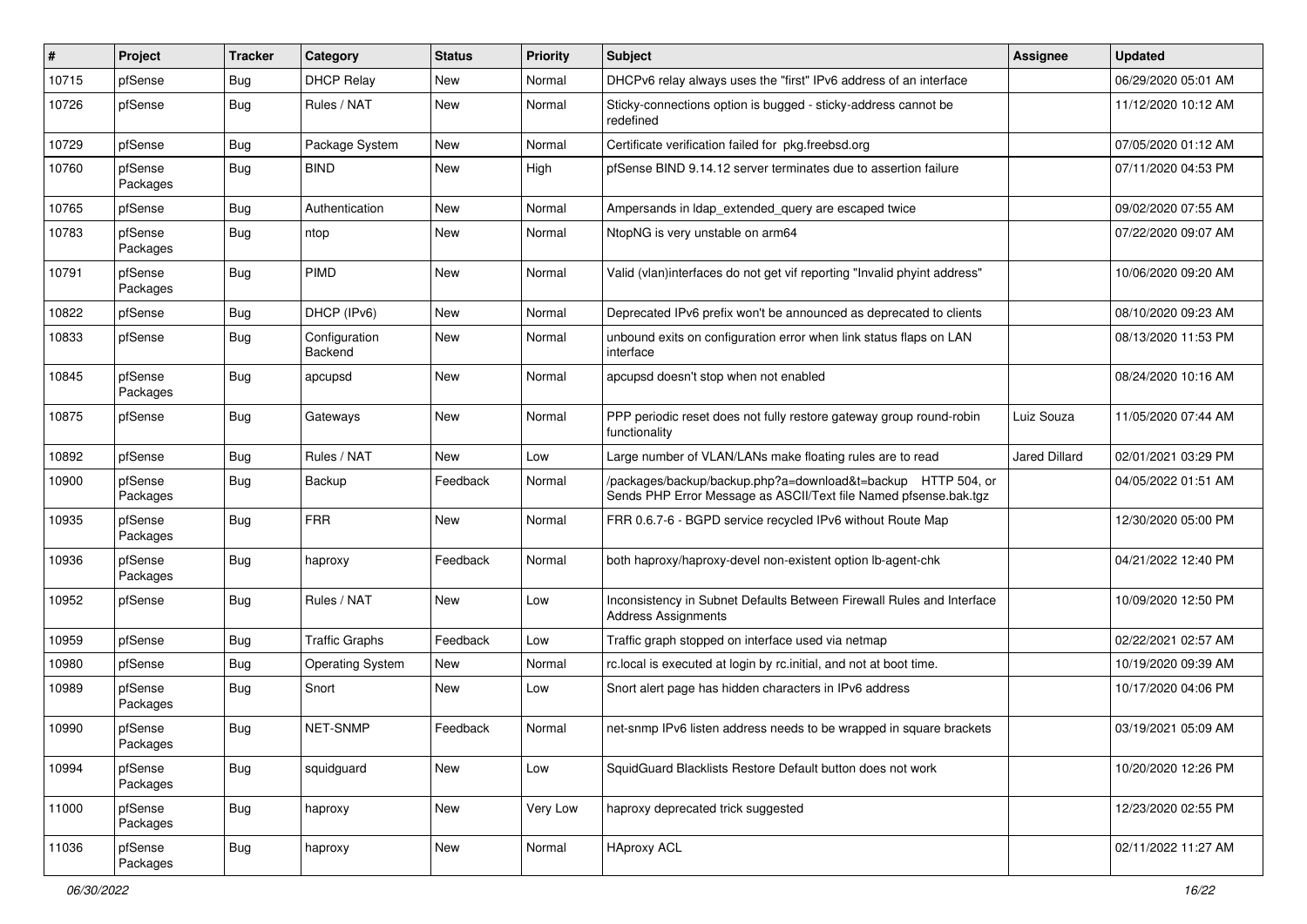| # | Project | Tracker | Category | Status | Priority | Subject | Assignee | Updated |
|---|---|---|---|---|---|---|---|---|
| 10715 | pfSense | Bug | DHCP Relay | New | Normal | DHCPv6 relay always uses the "first" IPv6 address of an interface | | 06/29/2020 05:01 AM |
| 10726 | pfSense | Bug | Rules / NAT | New | Normal | Sticky-connections option is bugged - sticky-address cannot be redefined | | 11/12/2020 10:12 AM |
| 10729 | pfSense | Bug | Package System | New | Normal | Certificate verification failed for pkg.freebsd.org | | 07/05/2020 01:12 AM |
| 10760 | pfSense Packages | Bug | BIND | New | High | pfSense BIND 9.14.12 server terminates due to assertion failure | | 07/11/2020 04:53 PM |
| 10765 | pfSense | Bug | Authentication | New | Normal | Ampersands in ldap_extended_query are escaped twice | | 09/02/2020 07:55 AM |
| 10783 | pfSense Packages | Bug | ntop | New | Normal | NtopNG is very unstable on arm64 | | 07/22/2020 09:07 AM |
| 10791 | pfSense Packages | Bug | PIMD | New | Normal | Valid (vlan)interfaces do not get vif reporting "Invalid phyint address" | | 10/06/2020 09:20 AM |
| 10822 | pfSense | Bug | DHCP (IPv6) | New | Normal | Deprecated IPv6 prefix won't be announced as deprecated to clients | | 08/10/2020 09:23 AM |
| 10833 | pfSense | Bug | Configuration Backend | New | Normal | unbound exits on configuration error when link status flaps on LAN interface | | 08/13/2020 11:53 PM |
| 10845 | pfSense Packages | Bug | apcupsd | New | Normal | apcupsd doesn't stop when not enabled | | 08/24/2020 10:16 AM |
| 10875 | pfSense | Bug | Gateways | New | Normal | PPP periodic reset does not fully restore gateway group round-robin functionality | Luiz Souza | 11/05/2020 07:44 AM |
| 10892 | pfSense | Bug | Rules / NAT | New | Low | Large number of VLAN/LANs make floating rules are to read | Jared Dillard | 02/01/2021 03:29 PM |
| 10900 | pfSense Packages | Bug | Backup | Feedback | Normal | /packages/backup/backup.php?a=download&t=backup HTTP 504, or Sends PHP Error Message as ASCII/Text file Named pfsense.bak.tgz | | 04/05/2022 01:51 AM |
| 10935 | pfSense Packages | Bug | FRR | New | Normal | FRR 0.6.7-6 - BGPD service recycled IPv6 without Route Map | | 12/30/2020 05:00 PM |
| 10936 | pfSense Packages | Bug | haproxy | Feedback | Normal | both haproxy/haproxy-devel non-existent option lb-agent-chk | | 04/21/2022 12:40 PM |
| 10952 | pfSense | Bug | Rules / NAT | New | Low | Inconsistency in Subnet Defaults Between Firewall Rules and Interface Address Assignments | | 10/09/2020 12:50 PM |
| 10959 | pfSense | Bug | Traffic Graphs | Feedback | Low | Traffic graph stopped on interface used via netmap | | 02/22/2021 02:57 AM |
| 10980 | pfSense | Bug | Operating System | New | Normal | rc.local is executed at login by rc.initial, and not at boot time. | | 10/19/2020 09:39 AM |
| 10989 | pfSense Packages | Bug | Snort | New | Low | Snort alert page has hidden characters in IPv6 address | | 10/17/2020 04:06 PM |
| 10990 | pfSense Packages | Bug | NET-SNMP | Feedback | Normal | net-snmp IPv6 listen address needs to be wrapped in square brackets | | 03/19/2021 05:09 AM |
| 10994 | pfSense Packages | Bug | squidguard | New | Low | SquidGuard Blacklists Restore Default button does not work | | 10/20/2020 12:26 PM |
| 11000 | pfSense Packages | Bug | haproxy | New | Very Low | haproxy deprecated trick suggested | | 12/23/2020 02:55 PM |
| 11036 | pfSense Packages | Bug | haproxy | New | Normal | HAproxy ACL | | 02/11/2022 11:27 AM |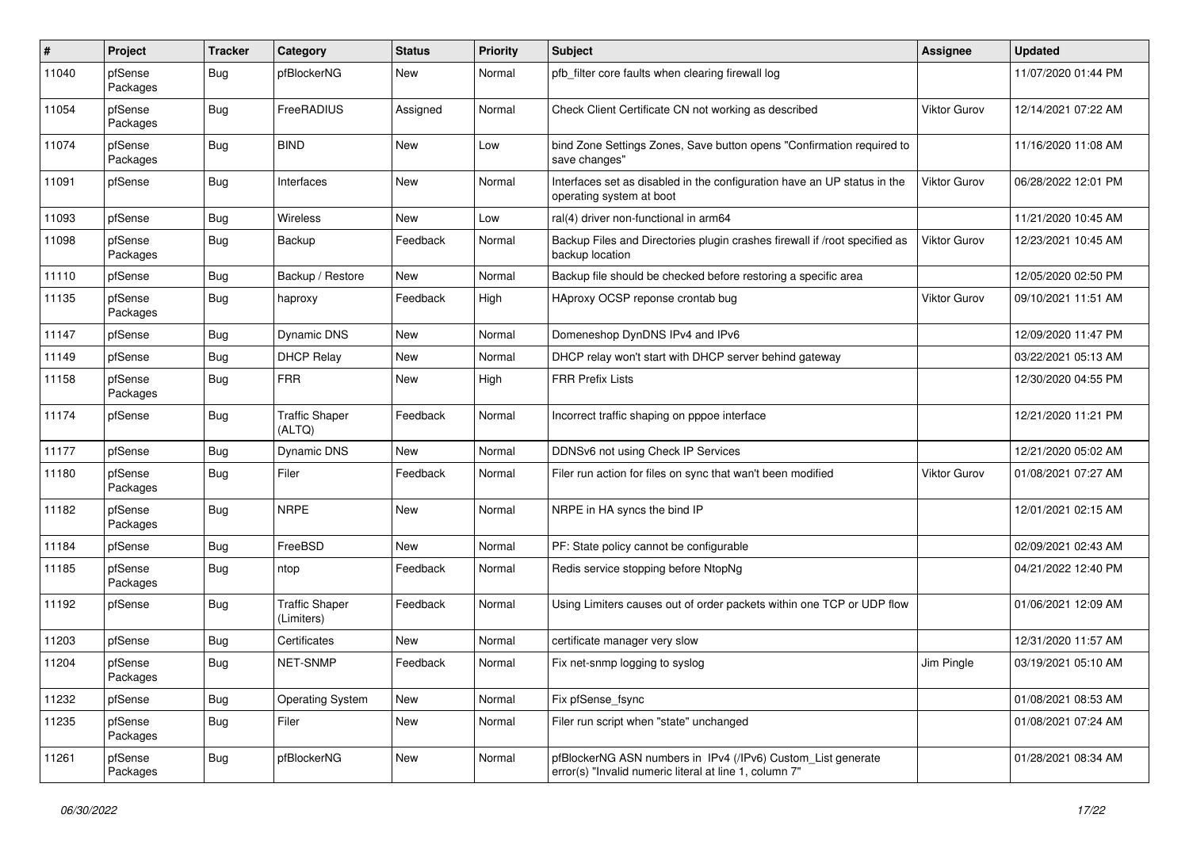| # | Project | Tracker | Category | Status | Priority | Subject | Assignee | Updated |
|---|---|---|---|---|---|---|---|---|
| 11040 | pfSense Packages | Bug | pfBlockerNG | New | Normal | pfb_filter core faults when clearing firewall log | | 11/07/2020 01:44 PM |
| 11054 | pfSense Packages | Bug | FreeRADIUS | Assigned | Normal | Check Client Certificate CN not working as described | Viktor Gurov | 12/14/2021 07:22 AM |
| 11074 | pfSense Packages | Bug | BIND | New | Low | bind Zone Settings Zones, Save button opens "Confirmation required to save changes" | | 11/16/2020 11:08 AM |
| 11091 | pfSense | Bug | Interfaces | New | Normal | Interfaces set as disabled in the configuration have an UP status in the operating system at boot | Viktor Gurov | 06/28/2022 12:01 PM |
| 11093 | pfSense | Bug | Wireless | New | Low | ral(4) driver non-functional in arm64 | | 11/21/2020 10:45 AM |
| 11098 | pfSense Packages | Bug | Backup | Feedback | Normal | Backup Files and Directories plugin crashes firewall if /root specified as backup location | Viktor Gurov | 12/23/2021 10:45 AM |
| 11110 | pfSense | Bug | Backup / Restore | New | Normal | Backup file should be checked before restoring a specific area | | 12/05/2020 02:50 PM |
| 11135 | pfSense Packages | Bug | haproxy | Feedback | High | HAproxy OCSP reponse crontab bug | Viktor Gurov | 09/10/2021 11:51 AM |
| 11147 | pfSense | Bug | Dynamic DNS | New | Normal | Domeneshop DynDNS IPv4 and IPv6 | | 12/09/2020 11:47 PM |
| 11149 | pfSense | Bug | DHCP Relay | New | Normal | DHCP relay won't start with DHCP server behind gateway | | 03/22/2021 05:13 AM |
| 11158 | pfSense Packages | Bug | FRR | New | High | FRR Prefix Lists | | 12/30/2020 04:55 PM |
| 11174 | pfSense | Bug | Traffic Shaper (ALTQ) | Feedback | Normal | Incorrect traffic shaping on pppoe interface | | 12/21/2020 11:21 PM |
| 11177 | pfSense | Bug | Dynamic DNS | New | Normal | DDNSv6 not using Check IP Services | | 12/21/2020 05:02 AM |
| 11180 | pfSense Packages | Bug | Filer | Feedback | Normal | Filer run action for files on sync that wan't been modified | Viktor Gurov | 01/08/2021 07:27 AM |
| 11182 | pfSense Packages | Bug | NRPE | New | Normal | NRPE in HA syncs the bind IP | | 12/01/2021 02:15 AM |
| 11184 | pfSense | Bug | FreeBSD | New | Normal | PF: State policy cannot be configurable | | 02/09/2021 02:43 AM |
| 11185 | pfSense Packages | Bug | ntop | Feedback | Normal | Redis service stopping before NtopNg | | 04/21/2022 12:40 PM |
| 11192 | pfSense | Bug | Traffic Shaper (Limiters) | Feedback | Normal | Using Limiters causes out of order packets within one TCP or UDP flow | | 01/06/2021 12:09 AM |
| 11203 | pfSense | Bug | Certificates | New | Normal | certificate manager very slow | | 12/31/2020 11:57 AM |
| 11204 | pfSense Packages | Bug | NET-SNMP | Feedback | Normal | Fix net-snmp logging to syslog | Jim Pingle | 03/19/2021 05:10 AM |
| 11232 | pfSense | Bug | Operating System | New | Normal | Fix pfSense_fsync | | 01/08/2021 08:53 AM |
| 11235 | pfSense Packages | Bug | Filer | New | Normal | Filer run script when "state" unchanged | | 01/08/2021 07:24 AM |
| 11261 | pfSense Packages | Bug | pfBlockerNG | New | Normal | pfBlockerNG ASN numbers in IPv4 (/IPv6) Custom_List generate error(s) "Invalid numeric literal at line 1, column 7" | | 01/28/2021 08:34 AM |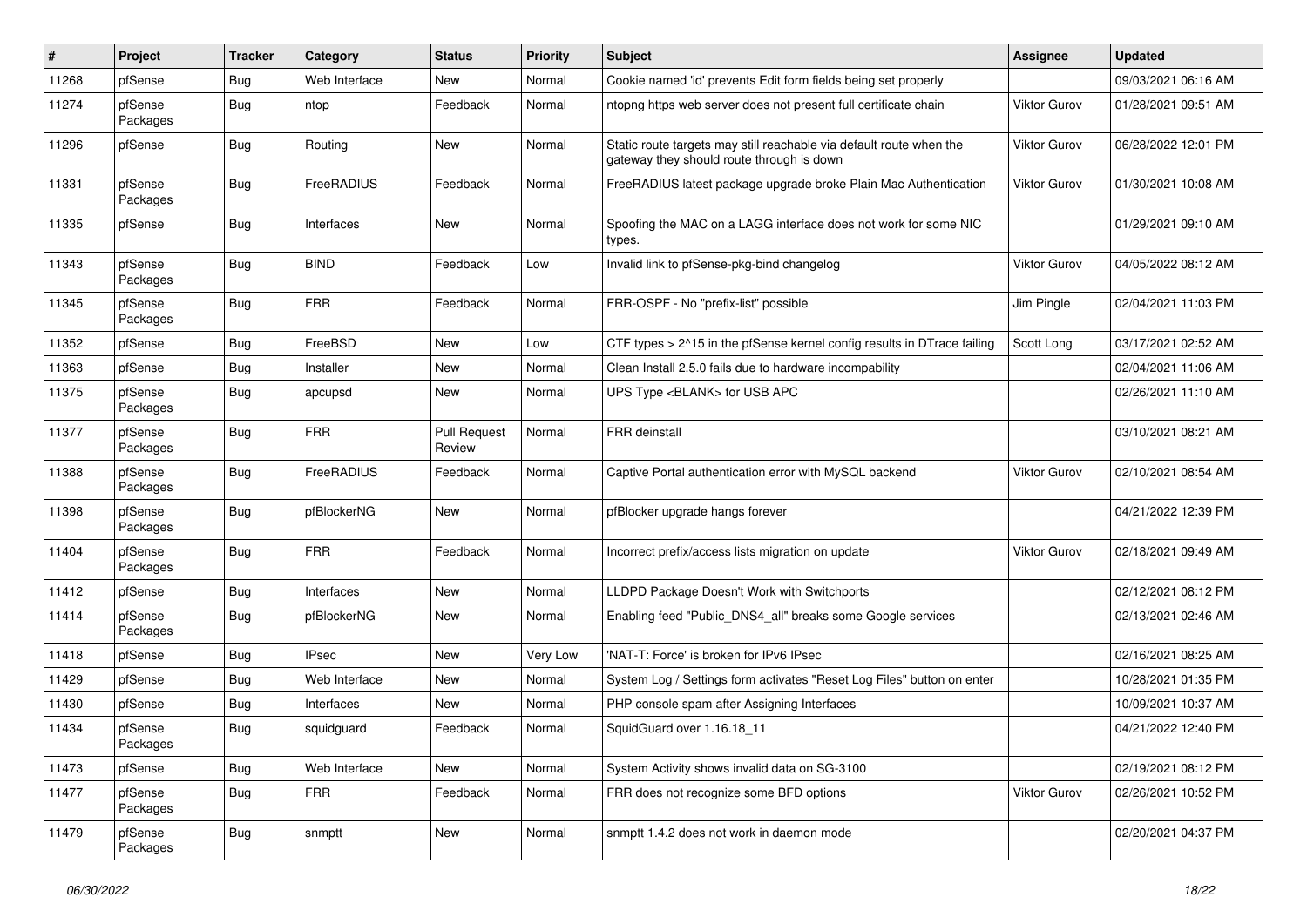| # | Project | Tracker | Category | Status | Priority | Subject | Assignee | Updated |
|---|---|---|---|---|---|---|---|---|
| 11268 | pfSense | Bug | Web Interface | New | Normal | Cookie named 'id' prevents Edit form fields being set properly | | 09/03/2021 06:16 AM |
| 11274 | pfSense Packages | Bug | ntop | Feedback | Normal | ntopng https web server does not present full certificate chain | Viktor Gurov | 01/28/2021 09:51 AM |
| 11296 | pfSense | Bug | Routing | New | Normal | Static route targets may still reachable via default route when the gateway they should route through is down | Viktor Gurov | 06/28/2022 12:01 PM |
| 11331 | pfSense Packages | Bug | FreeRADIUS | Feedback | Normal | FreeRADIUS latest package upgrade broke Plain Mac Authentication | Viktor Gurov | 01/30/2021 10:08 AM |
| 11335 | pfSense | Bug | Interfaces | New | Normal | Spoofing the MAC on a LAGG interface does not work for some NIC types. | | 01/29/2021 09:10 AM |
| 11343 | pfSense Packages | Bug | BIND | Feedback | Low | Invalid link to pfSense-pkg-bind changelog | Viktor Gurov | 04/05/2022 08:12 AM |
| 11345 | pfSense Packages | Bug | FRR | Feedback | Normal | FRR-OSPF - No "prefix-list" possible | Jim Pingle | 02/04/2021 11:03 PM |
| 11352 | pfSense | Bug | FreeBSD | New | Low | CTF types > 2^15 in the pfSense kernel config results in DTrace failing | Scott Long | 03/17/2021 02:52 AM |
| 11363 | pfSense | Bug | Installer | New | Normal | Clean Install 2.5.0 fails due to hardware incompability | | 02/04/2021 11:06 AM |
| 11375 | pfSense Packages | Bug | apcupsd | New | Normal | UPS Type <BLANK> for USB APC | | 02/26/2021 11:10 AM |
| 11377 | pfSense Packages | Bug | FRR | Pull Request Review | Normal | FRR deinstall | | 03/10/2021 08:21 AM |
| 11388 | pfSense Packages | Bug | FreeRADIUS | Feedback | Normal | Captive Portal authentication error with MySQL backend | Viktor Gurov | 02/10/2021 08:54 AM |
| 11398 | pfSense Packages | Bug | pfBlockerNG | New | Normal | pfBlocker upgrade hangs forever | | 04/21/2022 12:39 PM |
| 11404 | pfSense Packages | Bug | FRR | Feedback | Normal | Incorrect prefix/access lists migration on update | Viktor Gurov | 02/18/2021 09:49 AM |
| 11412 | pfSense | Bug | Interfaces | New | Normal | LLDPD Package Doesn't Work with Switchports | | 02/12/2021 08:12 PM |
| 11414 | pfSense Packages | Bug | pfBlockerNG | New | Normal | Enabling feed "Public_DNS4_all" breaks some Google services | | 02/13/2021 02:46 AM |
| 11418 | pfSense | Bug | IPsec | New | Very Low | 'NAT-T: Force' is broken for IPv6 IPsec | | 02/16/2021 08:25 AM |
| 11429 | pfSense | Bug | Web Interface | New | Normal | System Log / Settings form activates "Reset Log Files" button on enter | | 10/28/2021 01:35 PM |
| 11430 | pfSense | Bug | Interfaces | New | Normal | PHP console spam after Assigning Interfaces | | 10/09/2021 10:37 AM |
| 11434 | pfSense Packages | Bug | squidguard | Feedback | Normal | SquidGuard over 1.16.18_11 | | 04/21/2022 12:40 PM |
| 11473 | pfSense | Bug | Web Interface | New | Normal | System Activity shows invalid data on SG-3100 | | 02/19/2021 08:12 PM |
| 11477 | pfSense Packages | Bug | FRR | Feedback | Normal | FRR does not recognize some BFD options | Viktor Gurov | 02/26/2021 10:52 PM |
| 11479 | pfSense Packages | Bug | snmptt | New | Normal | snmptt 1.4.2 does not work in daemon mode | | 02/20/2021 04:37 PM |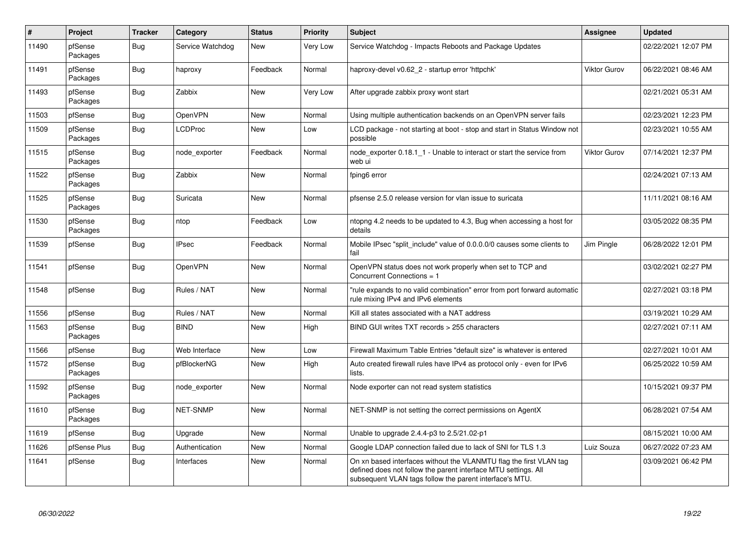| # | Project | Tracker | Category | Status | Priority | Subject | Assignee | Updated |
|---|---|---|---|---|---|---|---|---|
| 11490 | pfSense Packages | Bug | Service Watchdog | New | Very Low | Service Watchdog - Impacts Reboots and Package Updates | | 02/22/2021 12:07 PM |
| 11491 | pfSense Packages | Bug | haproxy | Feedback | Normal | haproxy-devel v0.62_2 - startup error 'httpchk' | Viktor Gurov | 06/22/2021 08:46 AM |
| 11493 | pfSense Packages | Bug | Zabbix | New | Very Low | After upgrade zabbix proxy wont start | | 02/21/2021 05:31 AM |
| 11503 | pfSense | Bug | OpenVPN | New | Normal | Using multiple authentication backends on an OpenVPN server fails | | 02/23/2021 12:23 PM |
| 11509 | pfSense Packages | Bug | LCDProc | New | Low | LCD package - not starting at boot - stop and start in Status Window not possible | | 02/23/2021 10:55 AM |
| 11515 | pfSense Packages | Bug | node_exporter | Feedback | Normal | node_exporter 0.18.1_1 - Unable to interact or start the service from web ui | Viktor Gurov | 07/14/2021 12:37 PM |
| 11522 | pfSense Packages | Bug | Zabbix | New | Normal | fping6 error | | 02/24/2021 07:13 AM |
| 11525 | pfSense Packages | Bug | Suricata | New | Normal | pfsense 2.5.0 release version for vlan issue to suricata | | 11/11/2021 08:16 AM |
| 11530 | pfSense Packages | Bug | ntop | Feedback | Low | ntopng 4.2 needs to be updated to 4.3, Bug when accessing a host for details | | 03/05/2022 08:35 PM |
| 11539 | pfSense | Bug | IPsec | Feedback | Normal | Mobile IPsec "split_include" value of 0.0.0.0/0 causes some clients to fail | Jim Pingle | 06/28/2022 12:01 PM |
| 11541 | pfSense | Bug | OpenVPN | New | Normal | OpenVPN status does not work properly when set to TCP and Concurrent Connections = 1 | | 03/02/2021 02:27 PM |
| 11548 | pfSense | Bug | Rules / NAT | New | Normal | "rule expands to no valid combination" error from port forward automatic rule mixing IPv4 and IPv6 elements | | 02/27/2021 03:18 PM |
| 11556 | pfSense | Bug | Rules / NAT | New | Normal | Kill all states associated with a NAT address | | 03/19/2021 10:29 AM |
| 11563 | pfSense Packages | Bug | BIND | New | High | BIND GUI writes TXT records > 255 characters | | 02/27/2021 07:11 AM |
| 11566 | pfSense | Bug | Web Interface | New | Low | Firewall Maximum Table Entries "default size" is whatever is entered | | 02/27/2021 10:01 AM |
| 11572 | pfSense Packages | Bug | pfBlockerNG | New | High | Auto created firewall rules have IPv4 as protocol only - even for IPv6 lists. | | 06/25/2022 10:59 AM |
| 11592 | pfSense Packages | Bug | node_exporter | New | Normal | Node exporter can not read system statistics | | 10/15/2021 09:37 PM |
| 11610 | pfSense Packages | Bug | NET-SNMP | New | Normal | NET-SNMP is not setting the correct permissions on AgentX | | 06/28/2021 07:54 AM |
| 11619 | pfSense | Bug | Upgrade | New | Normal | Unable to upgrade 2.4.4-p3 to 2.5/21.02-p1 | | 08/15/2021 10:00 AM |
| 11626 | pfSense Plus | Bug | Authentication | New | Normal | Google LDAP connection failed due to lack of SNI for TLS 1.3 | Luiz Souza | 06/27/2022 07:23 AM |
| 11641 | pfSense | Bug | Interfaces | New | Normal | On xn based interfaces without the VLANMTU flag the first VLAN tag defined does not follow the parent interface MTU settings. All subsequent VLAN tags follow the parent interface's MTU. | | 03/09/2021 06:42 PM |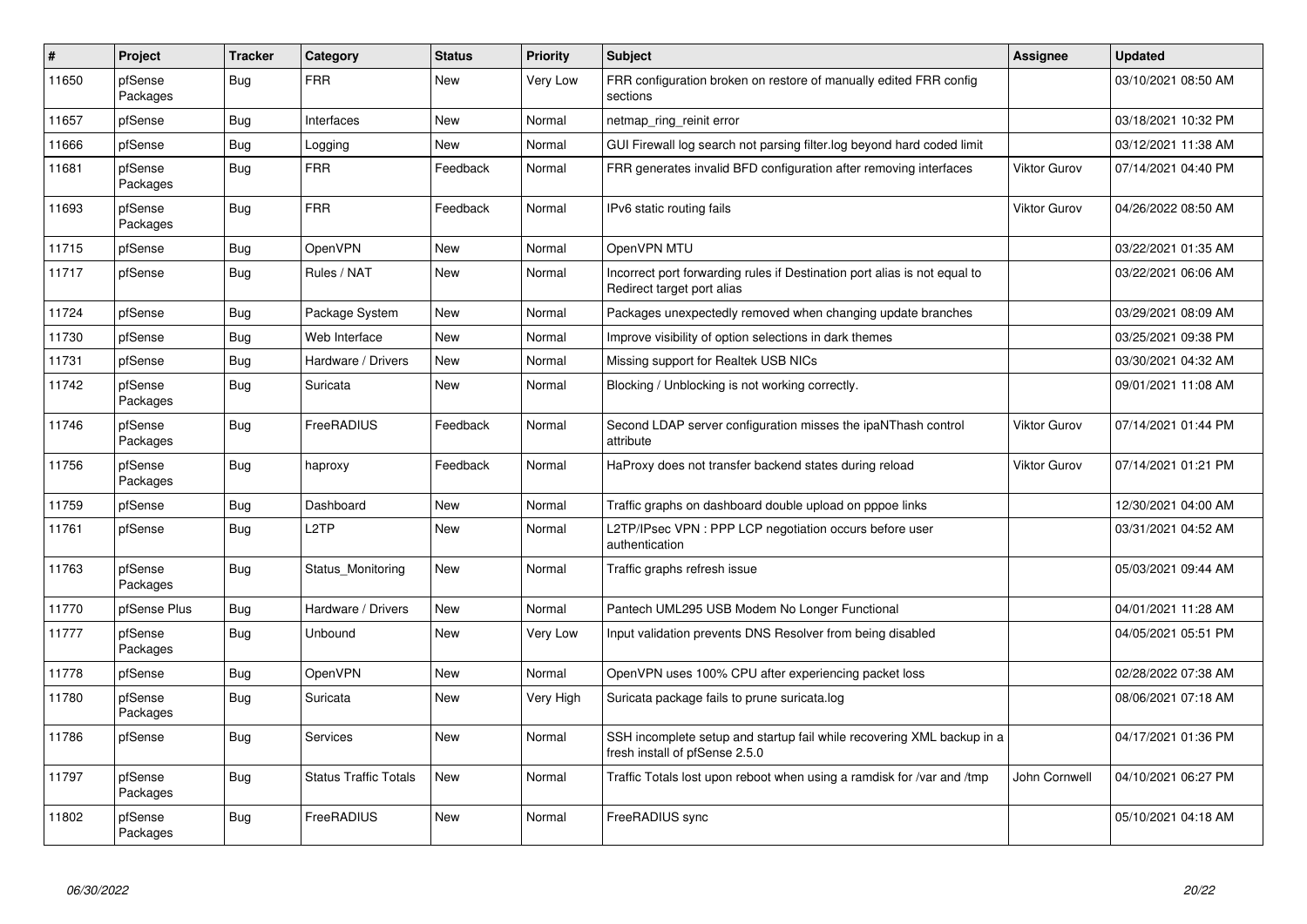| # | Project | Tracker | Category | Status | Priority | Subject | Assignee | Updated |
|---|---|---|---|---|---|---|---|---|
| 11650 | pfSense Packages | Bug | FRR | New | Very Low | FRR configuration broken on restore of manually edited FRR config sections | | 03/10/2021 08:50 AM |
| 11657 | pfSense | Bug | Interfaces | New | Normal | netmap_ring_reinit error | | 03/18/2021 10:32 PM |
| 11666 | pfSense | Bug | Logging | New | Normal | GUI Firewall log search not parsing filter.log beyond hard coded limit | | 03/12/2021 11:38 AM |
| 11681 | pfSense Packages | Bug | FRR | Feedback | Normal | FRR generates invalid BFD configuration after removing interfaces | Viktor Gurov | 07/14/2021 04:40 PM |
| 11693 | pfSense Packages | Bug | FRR | Feedback | Normal | IPv6 static routing fails | Viktor Gurov | 04/26/2022 08:50 AM |
| 11715 | pfSense | Bug | OpenVPN | New | Normal | OpenVPN MTU | | 03/22/2021 01:35 AM |
| 11717 | pfSense | Bug | Rules / NAT | New | Normal | Incorrect port forwarding rules if Destination port alias is not equal to Redirect target port alias | | 03/22/2021 06:06 AM |
| 11724 | pfSense | Bug | Package System | New | Normal | Packages unexpectedly removed when changing update branches | | 03/29/2021 08:09 AM |
| 11730 | pfSense | Bug | Web Interface | New | Normal | Improve visibility of option selections in dark themes | | 03/25/2021 09:38 PM |
| 11731 | pfSense | Bug | Hardware / Drivers | New | Normal | Missing support for Realtek USB NICs | | 03/30/2021 04:32 AM |
| 11742 | pfSense Packages | Bug | Suricata | New | Normal | Blocking / Unblocking is not working correctly. | | 09/01/2021 11:08 AM |
| 11746 | pfSense Packages | Bug | FreeRADIUS | Feedback | Normal | Second LDAP server configuration misses the ipaNThash control attribute | Viktor Gurov | 07/14/2021 01:44 PM |
| 11756 | pfSense Packages | Bug | haproxy | Feedback | Normal | HaProxy does not transfer backend states during reload | Viktor Gurov | 07/14/2021 01:21 PM |
| 11759 | pfSense | Bug | Dashboard | New | Normal | Traffic graphs on dashboard double upload on pppoe links | | 12/30/2021 04:00 AM |
| 11761 | pfSense | Bug | L2TP | New | Normal | L2TP/IPsec VPN : PPP LCP negotiation occurs before user authentication | | 03/31/2021 04:52 AM |
| 11763 | pfSense Packages | Bug | Status_Monitoring | New | Normal | Traffic graphs refresh issue | | 05/03/2021 09:44 AM |
| 11770 | pfSense Plus | Bug | Hardware / Drivers | New | Normal | Pantech UML295 USB Modem No Longer Functional | | 04/01/2021 11:28 AM |
| 11777 | pfSense Packages | Bug | Unbound | New | Very Low | Input validation prevents DNS Resolver from being disabled | | 04/05/2021 05:51 PM |
| 11778 | pfSense | Bug | OpenVPN | New | Normal | OpenVPN uses 100% CPU after experiencing packet loss | | 02/28/2022 07:38 AM |
| 11780 | pfSense Packages | Bug | Suricata | New | Very High | Suricata package fails to prune suricata.log | | 08/06/2021 07:18 AM |
| 11786 | pfSense | Bug | Services | New | Normal | SSH incomplete setup and startup fail while recovering XML backup in a fresh install of pfSense 2.5.0 | | 04/17/2021 01:36 PM |
| 11797 | pfSense Packages | Bug | Status Traffic Totals | New | Normal | Traffic Totals lost upon reboot when using a ramdisk for /var and /tmp | John Cornwell | 04/10/2021 06:27 PM |
| 11802 | pfSense Packages | Bug | FreeRADIUS | New | Normal | FreeRADIUS sync | | 05/10/2021 04:18 AM |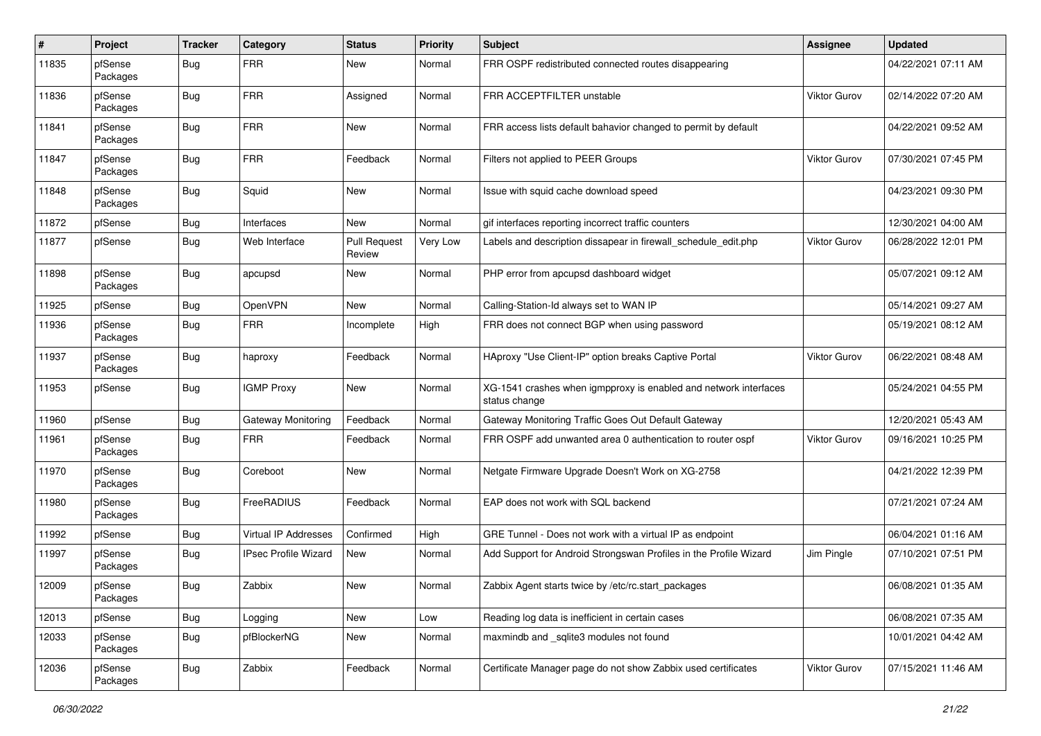| # | Project | Tracker | Category | Status | Priority | Subject | Assignee | Updated |
|---|---|---|---|---|---|---|---|---|
| 11835 | pfSense Packages | Bug | FRR | New | Normal | FRR OSPF redistributed connected routes disappearing | | 04/22/2021 07:11 AM |
| 11836 | pfSense Packages | Bug | FRR | Assigned | Normal | FRR ACCEPTFILTER unstable | Viktor Gurov | 02/14/2022 07:20 AM |
| 11841 | pfSense Packages | Bug | FRR | New | Normal | FRR access lists default bahavior changed to permit by default | | 04/22/2021 09:52 AM |
| 11847 | pfSense Packages | Bug | FRR | Feedback | Normal | Filters not applied to PEER Groups | Viktor Gurov | 07/30/2021 07:45 PM |
| 11848 | pfSense Packages | Bug | Squid | New | Normal | Issue with squid cache download speed | | 04/23/2021 09:30 PM |
| 11872 | pfSense | Bug | Interfaces | New | Normal | gif interfaces reporting incorrect traffic counters | | 12/30/2021 04:00 AM |
| 11877 | pfSense | Bug | Web Interface | Pull Request Review | Very Low | Labels and description dissapear in firewall_schedule_edit.php | Viktor Gurov | 06/28/2022 12:01 PM |
| 11898 | pfSense Packages | Bug | apcupsd | New | Normal | PHP error from apcupsd dashboard widget | | 05/07/2021 09:12 AM |
| 11925 | pfSense | Bug | OpenVPN | New | Normal | Calling-Station-Id always set to WAN IP | | 05/14/2021 09:27 AM |
| 11936 | pfSense Packages | Bug | FRR | Incomplete | High | FRR does not connect BGP when using password | | 05/19/2021 08:12 AM |
| 11937 | pfSense Packages | Bug | haproxy | Feedback | Normal | HAproxy "Use Client-IP" option breaks Captive Portal | Viktor Gurov | 06/22/2021 08:48 AM |
| 11953 | pfSense | Bug | IGMP Proxy | New | Normal | XG-1541 crashes when igmpproxy is enabled and network interfaces status change | | 05/24/2021 04:55 PM |
| 11960 | pfSense | Bug | Gateway Monitoring | Feedback | Normal | Gateway Monitoring Traffic Goes Out Default Gateway | | 12/20/2021 05:43 AM |
| 11961 | pfSense Packages | Bug | FRR | Feedback | Normal | FRR OSPF add unwanted area 0 authentication to router ospf | Viktor Gurov | 09/16/2021 10:25 PM |
| 11970 | pfSense Packages | Bug | Coreboot | New | Normal | Netgate Firmware Upgrade Doesn't Work on XG-2758 | | 04/21/2022 12:39 PM |
| 11980 | pfSense Packages | Bug | FreeRADIUS | Feedback | Normal | EAP does not work with SQL backend | | 07/21/2021 07:24 AM |
| 11992 | pfSense | Bug | Virtual IP Addresses | Confirmed | High | GRE Tunnel - Does not work with a virtual IP as endpoint | | 06/04/2021 01:16 AM |
| 11997 | pfSense Packages | Bug | IPsec Profile Wizard | New | Normal | Add Support for Android Strongswan Profiles in the Profile Wizard | Jim Pingle | 07/10/2021 07:51 PM |
| 12009 | pfSense Packages | Bug | Zabbix | New | Normal | Zabbix Agent starts twice by /etc/rc.start_packages | | 06/08/2021 01:35 AM |
| 12013 | pfSense | Bug | Logging | New | Low | Reading log data is inefficient in certain cases | | 06/08/2021 07:35 AM |
| 12033 | pfSense Packages | Bug | pfBlockerNG | New | Normal | maxmindb and _sqlite3 modules not found | | 10/01/2021 04:42 AM |
| 12036 | pfSense Packages | Bug | Zabbix | Feedback | Normal | Certificate Manager page do not show Zabbix used certificates | Viktor Gurov | 07/15/2021 11:46 AM |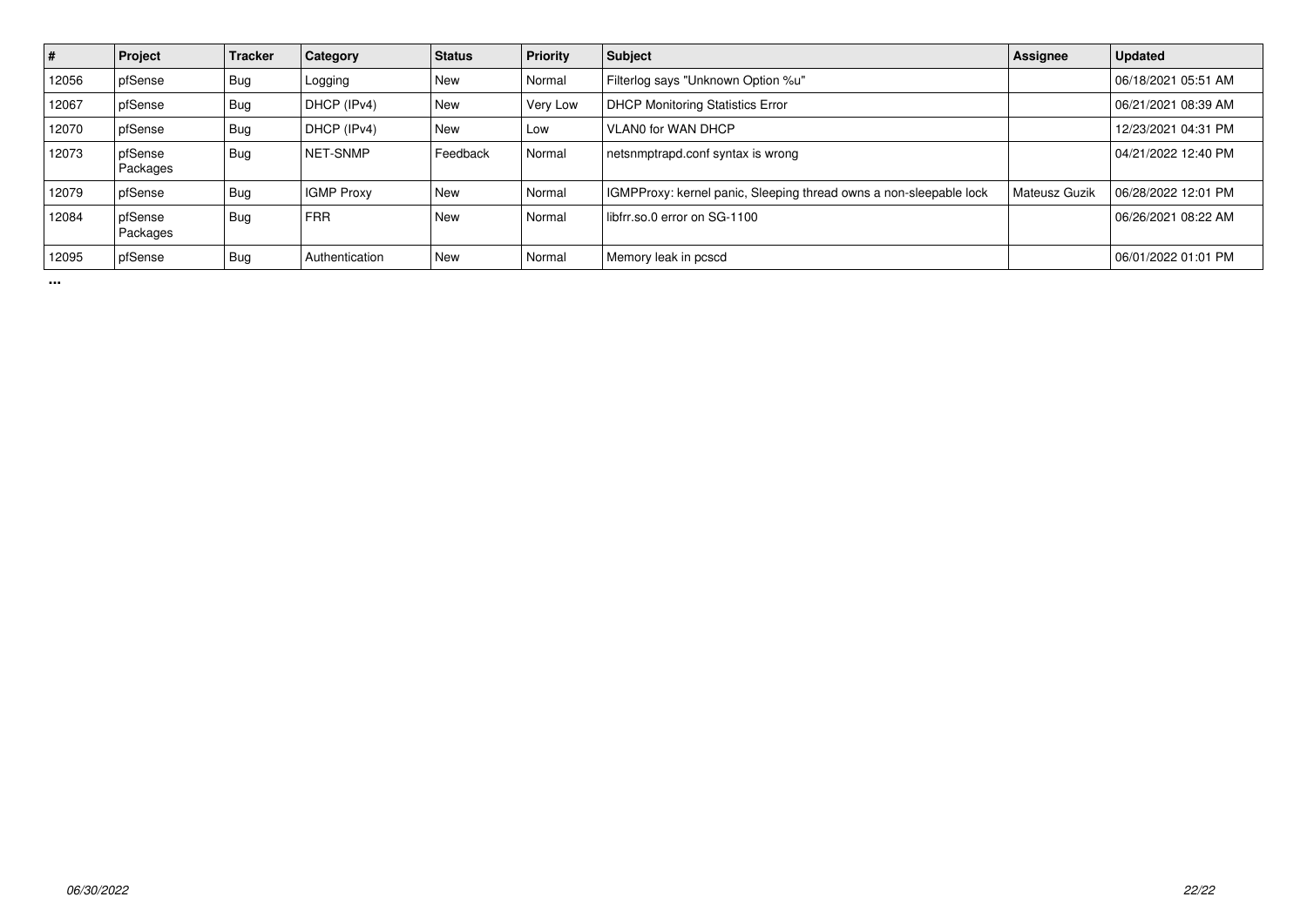| # | Project | Tracker | Category | Status | Priority | Subject | Assignee | Updated |
|---|---|---|---|---|---|---|---|---|
| 12056 | pfSense | Bug | Logging | New | Normal | Filterlog says "Unknown Option %u" | | 06/18/2021 05:51 AM |
| 12067 | pfSense | Bug | DHCP (IPv4) | New | Very Low | DHCP Monitoring Statistics Error | | 06/21/2021 08:39 AM |
| 12070 | pfSense | Bug | DHCP (IPv4) | New | Low | VLAN0 for WAN DHCP | | 12/23/2021 04:31 PM |
| 12073 | pfSense Packages | Bug | NET-SNMP | Feedback | Normal | netsnmptrapd.conf syntax is wrong | | 04/21/2022 12:40 PM |
| 12079 | pfSense | Bug | IGMP Proxy | New | Normal | IGMPProxy: kernel panic, Sleeping thread owns a non-sleepable lock | Mateusz Guzik | 06/28/2022 12:01 PM |
| 12084 | pfSense Packages | Bug | FRR | New | Normal | libfrr.so.0 error on SG-1100 | | 06/26/2021 08:22 AM |
| 12095 | pfSense | Bug | Authentication | New | Normal | Memory leak in pcscd | | 06/01/2022 01:01 PM |

...